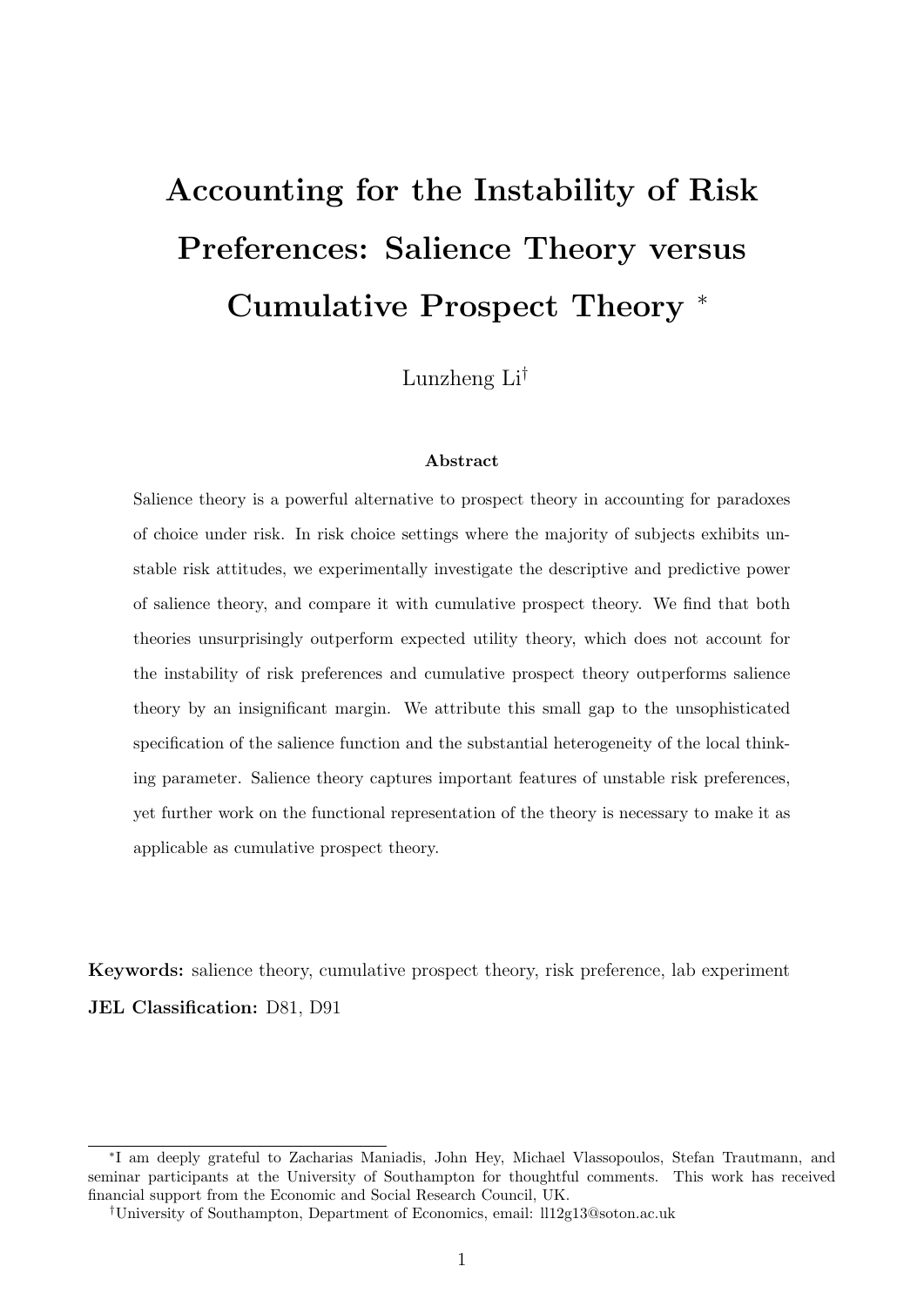# Accounting for the Instability of Risk Preferences: Salience Theory versus Cumulative Prospect Theory *

Lunzheng Li†

### Abstract

Salience theory is a powerful alternative to prospect theory in accounting for paradoxes of choice under risk. In risk choice settings where the majority of subjects exhibits unstable risk attitudes, we experimentally investigate the descriptive and predictive power of salience theory, and compare it with cumulative prospect theory. We find that both theories unsurprisingly outperform expected utility theory, which does not account for the instability of risk preferences and cumulative prospect theory outperforms salience theory by an insignificant margin. We attribute this small gap to the unsophisticated specification of the salience function and the substantial heterogeneity of the local thinking parameter. Salience theory captures important features of unstable risk preferences, yet further work on the functional representation of the theory is necessary to make it as applicable as cumulative prospect theory.

**Keywords:** salience theory, cumulative prospect theory, risk preference, lab experiment

**JEL Classification:** D81, D91

*I am deeply grateful to Zacharias Maniadis, John Hey, Michael Vlassopoulos, Stefan Trautmann, and seminar participants at the University of Southampton for thoughtful comments. This work has received financial support from the Economic and Social Research Council, UK.

†University of Southampton, Department of Economics, email: ll12g13@soton.ac.uk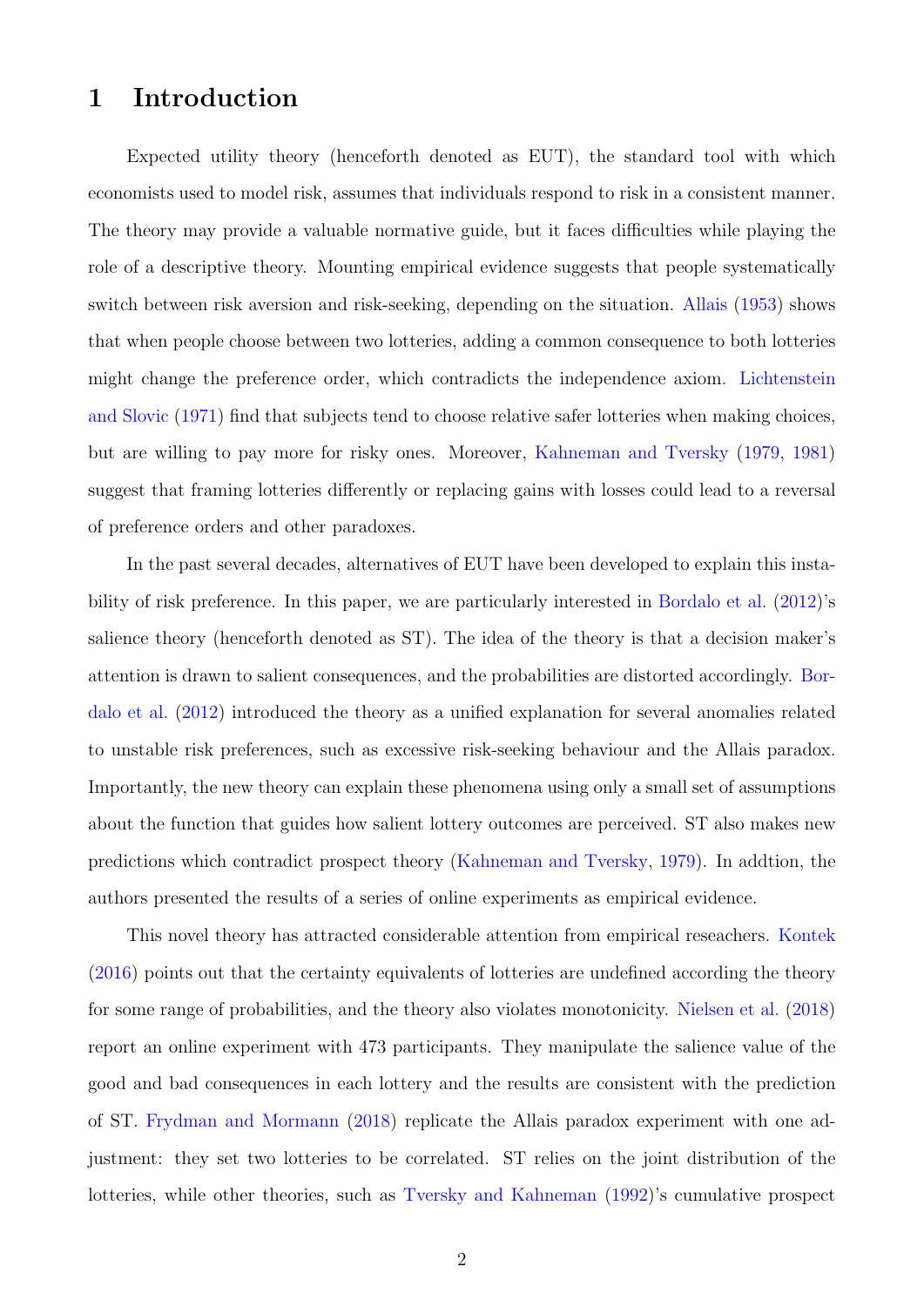# 1 Introduction

Expected utility theory (henceforth denoted as EUT), the standard tool with which economists used to model risk, assumes that individuals respond to risk in a consistent manner. The theory may provide a valuable normative guide, but it faces difficulties while playing the role of a descriptive theory. Mounting empirical evidence suggests that people systematically switch between risk aversion and risk-seeking, depending on the situation. Allais (1953) shows that when people choose between two lotteries, adding a common consequence to both lotteries might change the preference order, which contradicts the independence axiom. Lichtenstein and Slovic (1971) find that subjects tend to choose relative safer lotteries when making choices, but are willing to pay more for risky ones. Moreover, Kahneman and Tversky (1979, 1981) suggest that framing lotteries differently or replacing gains with losses could lead to a reversal of preference orders and other paradoxes.

In the past several decades, alternatives of EUT have been developed to explain this instability of risk preference. In this paper, we are particularly interested in Bordalo et al. (2012)'s salience theory (henceforth denoted as ST). The idea of the theory is that a decision maker's attention is drawn to salient consequences, and the probabilities are distorted accordingly. Bordalo et al. (2012) introduced the theory as a unified explanation for several anomalies related to unstable risk preferences, such as excessive risk-seeking behaviour and the Allais paradox. Importantly, the new theory can explain these phenomena using only a small set of assumptions about the function that guides how salient lottery outcomes are perceived. ST also makes new predictions which contradict prospect theory (Kahneman and Tversky, 1979). In addtion, the authors presented the results of a series of online experiments as empirical evidence.

This novel theory has attracted considerable attention from empirical reseachers. Kontek (2016) points out that the certainty equivalents of lotteries are undefined according the theory for some range of probabilities, and the theory also violates monotonicity. Nielsen et al. (2018) report an online experiment with 473 participants. They manipulate the salience value of the good and bad consequences in each lottery and the results are consistent with the prediction of ST. Frydman and Mormann (2018) replicate the Allais paradox experiment with one adjustment: they set two lotteries to be correlated. ST relies on the joint distribution of the lotteries, while other theories, such as Tversky and Kahneman (1992)'s cumulative prospect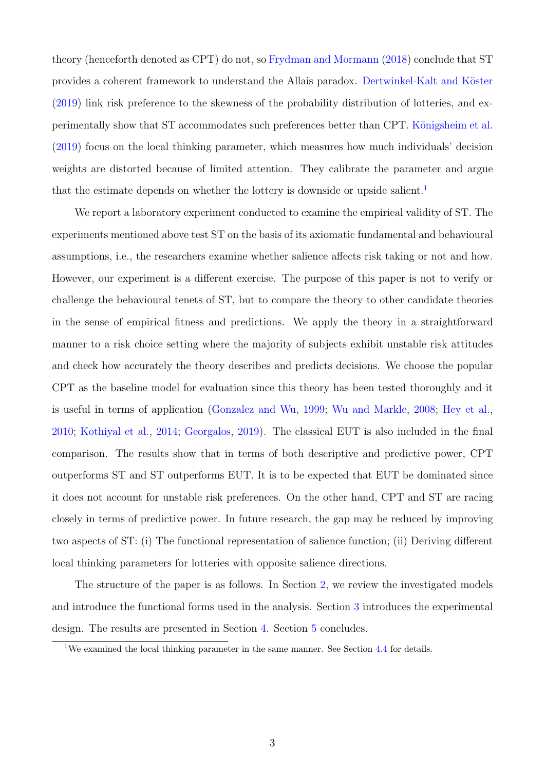theory (henceforth denoted as CPT) do not, so Frydman and Mormann (2018) conclude that ST provides a coherent framework to understand the Allais paradox. Dertwinkel-Kalt and Köster (2019) link risk preference to the skewness of the probability distribution of lotteries, and experimentally show that ST accommodates such preferences better than CPT. Königsheim et al. (2019) focus on the local thinking parameter, which measures how much individuals' decision weights are distorted because of limited attention. They calibrate the parameter and argue that the estimate depends on whether the lottery is downside or upside salient.[1]

We report a laboratory experiment conducted to examine the empirical validity of ST. The experiments mentioned above test ST on the basis of its axiomatic fundamental and behavioural assumptions, i.e., the researchers examine whether salience affects risk taking or not and how. However, our experiment is a different exercise. The purpose of this paper is not to verify or challenge the behavioural tenets of ST, but to compare the theory to other candidate theories in the sense of empirical fitness and predictions. We apply the theory in a straightforward manner to a risk choice setting where the majority of subjects exhibit unstable risk attitudes and check how accurately the theory describes and predicts decisions. We choose the popular CPT as the baseline model for evaluation since this theory has been tested thoroughly and it is useful in terms of application (Gonzalez and Wu, 1999; Wu and Markle, 2008; Hey et al., 2010; Kothiyal et al., 2014; Georgalos, 2019). The classical EUT is also included in the final comparison. The results show that in terms of both descriptive and predictive power, CPT outperforms ST and ST outperforms EUT. It is to be expected that EUT be dominated since it does not account for unstable risk preferences. On the other hand, CPT and ST are racing closely in terms of predictive power. In future research, the gap may be reduced by improving two aspects of ST: (i) The functional representation of salience function; (ii) Deriving different local thinking parameters for lotteries with opposite salience directions.

The structure of the paper is as follows. In Section 2, we review the investigated models and introduce the functional forms used in the analysis. Section 3 introduces the experimental design. The results are presented in Section 4. Section 5 concludes.

---

[1] We examined the local thinking parameter in the same manner. See Section 4.4 for details.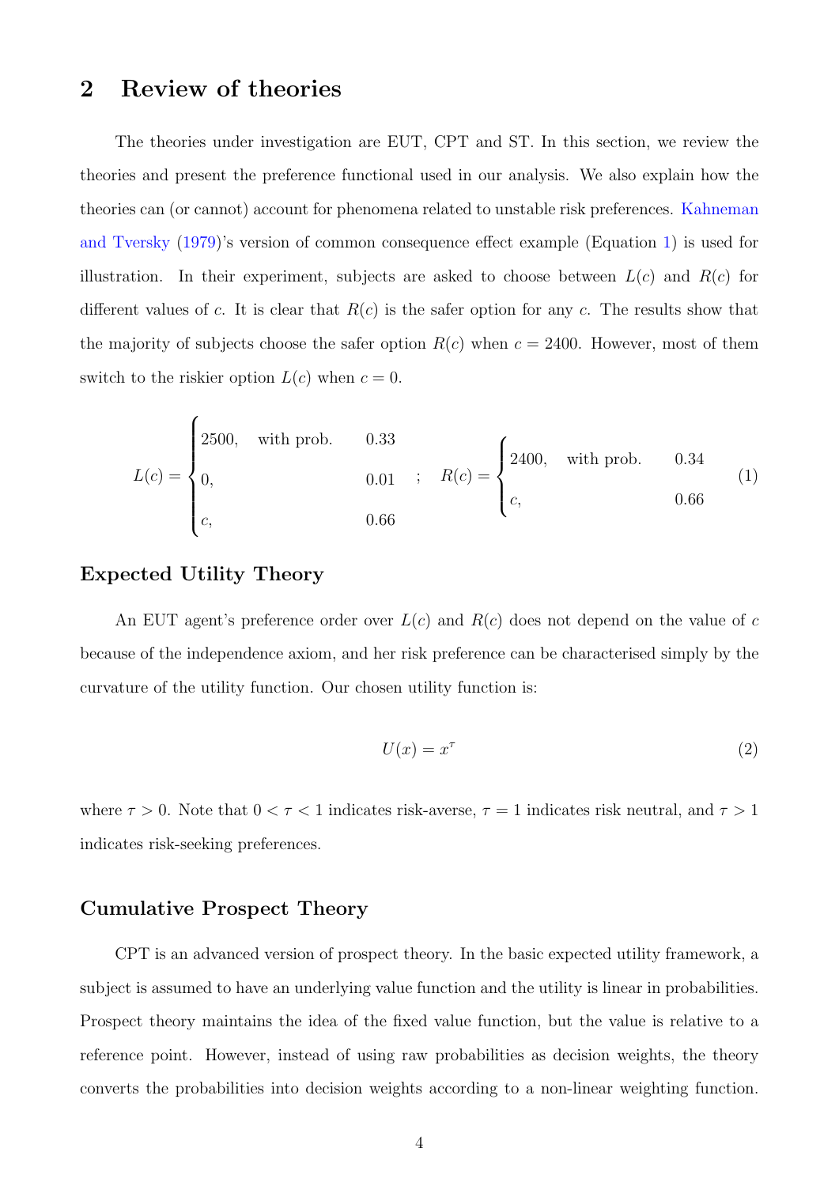## 2 Review of theories

The theories under investigation are EUT, CPT and ST. In this section, we review the theories and present the preference functional used in our analysis. We also explain how the theories can (or cannot) account for phenomena related to unstable risk preferences. Kahneman and Tversky (1979)'s version of common consequence effect example (Equation 1) is used for illustration. In their experiment, subjects are asked to choose between $L(c)$ and $R(c)$ for different values of $c$. It is clear that $R(c)$ is the safer option for any $c$. The results show that the majority of subjects choose the safer option $R(c)$ when $c = 2400$. However, most of them switch to the riskier option $L(c)$ when $c = 0$.

$$L(c) = \begin{cases} 2500, & \text{with prob.} \quad 0.33 \\ 0, & \qquad\qquad\quad 0.01 \\ c, & \qquad\qquad\quad 0.66 \end{cases} \quad ; \quad R(c) = \begin{cases} 2400, & \text{with prob.} \quad 0.34 \\ c, & \qquad\qquad\quad 0.66 \end{cases} \tag{1}$$

### Expected Utility Theory

An EUT agent's preference order over $L(c)$ and $R(c)$ does not depend on the value of $c$ because of the independence axiom, and her risk preference can be characterised simply by the curvature of the utility function. Our chosen utility function is:

$$U(x) = x^{\tau} \tag{2}$$

where $\tau > 0$. Note that $0 < \tau < 1$ indicates risk-averse, $\tau = 1$ indicates risk neutral, and $\tau > 1$ indicates risk-seeking preferences.

### Cumulative Prospect Theory

CPT is an advanced version of prospect theory. In the basic expected utility framework, a subject is assumed to have an underlying value function and the utility is linear in probabilities. Prospect theory maintains the idea of the fixed value function, but the value is relative to a reference point. However, instead of using raw probabilities as decision weights, the theory converts the probabilities into decision weights according to a non-linear weighting function.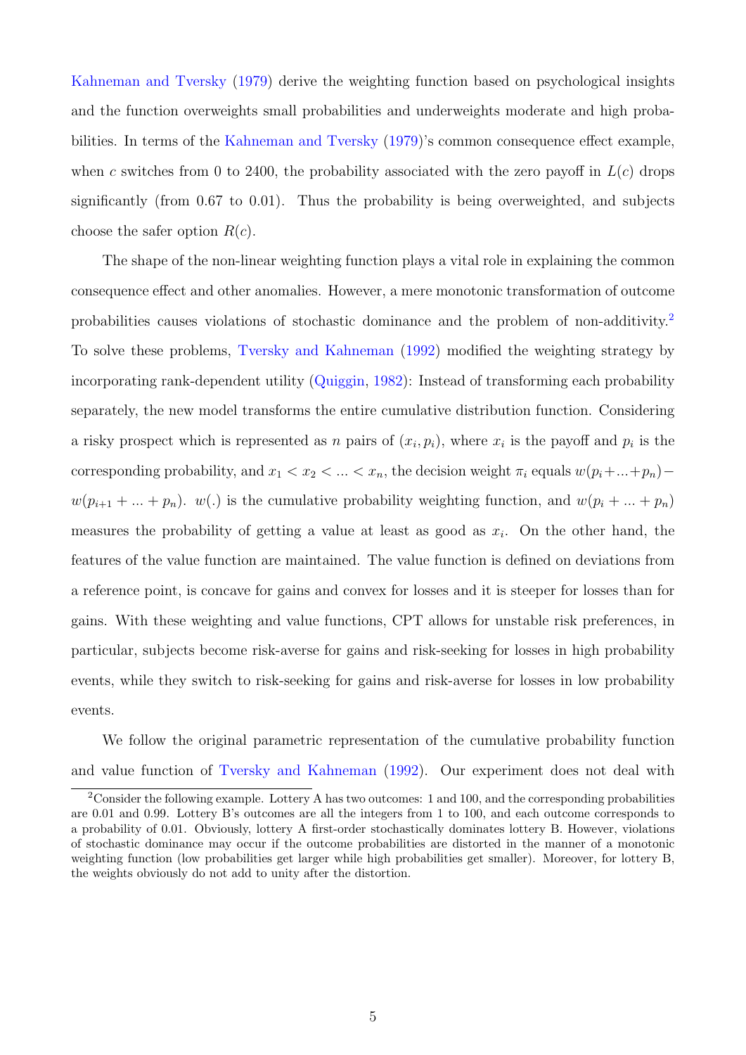Kahneman and Tversky (1979) derive the weighting function based on psychological insights and the function overweights small probabilities and underweights moderate and high probabilities. In terms of the Kahneman and Tversky (1979)'s common consequence effect example, when $c$ switches from 0 to 2400, the probability associated with the zero payoff in $L(c)$ drops significantly (from 0.67 to 0.01). Thus the probability is being overweighted, and subjects choose the safer option $R(c)$.

The shape of the non-linear weighting function plays a vital role in explaining the common consequence effect and other anomalies. However, a mere monotonic transformation of outcome probabilities causes violations of stochastic dominance and the problem of non-additivity.[2] To solve these problems, Tversky and Kahneman (1992) modified the weighting strategy by incorporating rank-dependent utility (Quiggin, 1982): Instead of transforming each probability separately, the new model transforms the entire cumulative distribution function. Considering a risky prospect which is represented as $n$ pairs of $(x_i, p_i)$, where $x_i$ is the payoff and $p_i$ is the corresponding probability, and $x_1 < x_2 < ... < x_n$, the decision weight $\pi_i$ equals $w(p_i + ... + p_n) - w(p_{i+1} + ... + p_n)$. $w(.)$ is the cumulative probability weighting function, and $w(p_i + ... + p_n)$ measures the probability of getting a value at least as good as $x_i$. On the other hand, the features of the value function are maintained. The value function is defined on deviations from a reference point, is concave for gains and convex for losses and it is steeper for losses than for gains. With these weighting and value functions, CPT allows for unstable risk preferences, in particular, subjects become risk-averse for gains and risk-seeking for losses in high probability events, while they switch to risk-seeking for gains and risk-averse for losses in low probability events.

We follow the original parametric representation of the cumulative probability function and value function of Tversky and Kahneman (1992). Our experiment does not deal with

[2] Consider the following example. Lottery A has two outcomes: 1 and 100, and the corresponding probabilities are 0.01 and 0.99. Lottery B's outcomes are all the integers from 1 to 100, and each outcome corresponds to a probability of 0.01. Obviously, lottery A first-order stochastically dominates lottery B. However, violations of stochastic dominance may occur if the outcome probabilities are distorted in the manner of a monotonic weighting function (low probabilities get larger while high probabilities get smaller). Moreover, for lottery B, the weights obviously do not add to unity after the distortion.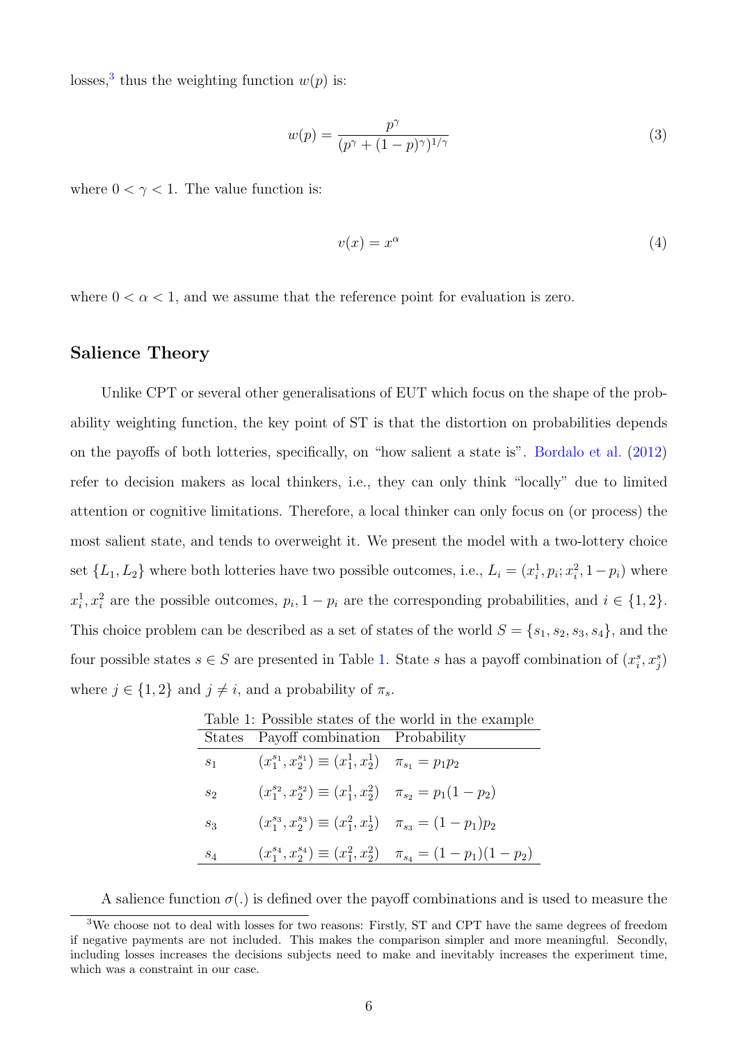losses,[3] thus the weighting function $w(p)$ is:

$$w(p) = \frac{p^\gamma}{(p^\gamma + (1-p)^\gamma)^{1/\gamma}} \tag{3}$$

where $0 < \gamma < 1$. The value function is:

$$v(x) = x^\alpha \tag{4}$$

where $0 < \alpha < 1$, and we assume that the reference point for evaluation is zero.

## Salience Theory

Unlike CPT or several other generalisations of EUT which focus on the shape of the probability weighting function, the key point of ST is that the distortion on probabilities depends on the payoffs of both lotteries, specifically, on "how salient a state is". Bordalo et al. (2012) refer to decision makers as local thinkers, i.e., they can only think "locally" due to limited attention or cognitive limitations. Therefore, a local thinker can only focus on (or process) the most salient state, and tends to overweight it. We present the model with a two-lottery choice set $\{L_1, L_2\}$ where both lotteries have two possible outcomes, i.e., $L_i = (x_i^1, p_i; x_i^2, 1-p_i)$ where $x_i^1, x_i^2$ are the possible outcomes, $p_i, 1-p_i$ are the corresponding probabilities, and $i \in \{1, 2\}$. This choice problem can be described as a set of states of the world $S = \{s_1, s_2, s_3, s_4\}$, and the four possible states $s \in S$ are presented in Table 1. State $s$ has a payoff combination of $(x_i^s, x_j^s)$ where $j \in \{1, 2\}$ and $j \neq i$, and a probability of $\pi_s$.

Table 1: Possible states of the world in the example

| States | Payoff combination | Probability |
|---|---|---|
| $s_1$ | $(x_1^{s_1}, x_2^{s_1}) \equiv (x_1^1, x_2^1)$ | $\pi_{s_1} = p_1 p_2$ |
| $s_2$ | $(x_1^{s_2}, x_2^{s_2}) \equiv (x_1^1, x_2^2)$ | $\pi_{s_2} = p_1(1-p_2)$ |
| $s_3$ | $(x_1^{s_3}, x_2^{s_3}) \equiv (x_1^2, x_2^1)$ | $\pi_{s_3} = (1-p_1)p_2$ |
| $s_4$ | $(x_1^{s_4}, x_2^{s_4}) \equiv (x_1^2, x_2^2)$ | $\pi_{s_4} = (1-p_1)(1-p_2)$ |

A salience function $\sigma(.)$ is defined over the payoff combinations and is used to measure the

[3] We choose not to deal with losses for two reasons: Firstly, ST and CPT have the same degrees of freedom if negative payments are not included. This makes the comparison simpler and more meaningful. Secondly, including losses increases the decisions subjects need to make and inevitably increases the experiment time, which was a constraint in our case.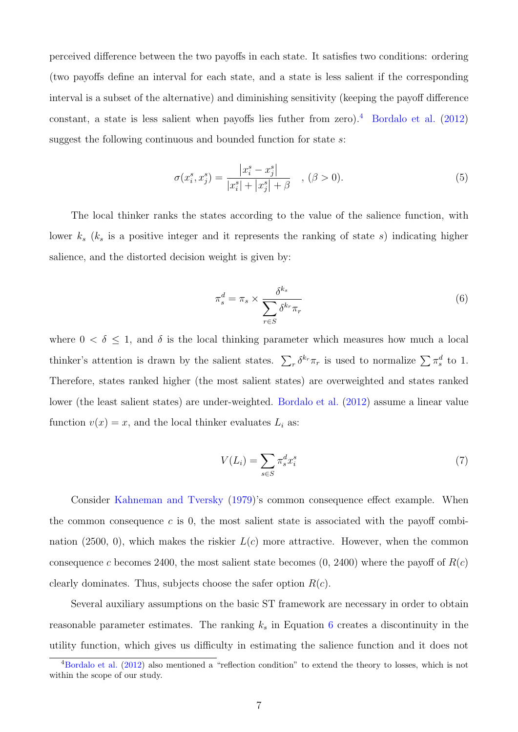perceived difference between the two payoffs in each state. It satisfies two conditions: ordering (two payoffs define an interval for each state, and a state is less salient if the corresponding interval is a subset of the alternative) and diminishing sensitivity (keeping the payoff difference constant, a state is less salient when payoffs lies futher from zero).[4] Bordalo et al. (2012) suggest the following continuous and bounded function for state $s$:

$$\sigma(x_i^s, x_j^s) = \frac{\left|x_i^s - x_j^s\right|}{\left|x_i^s\right| + \left|x_j^s\right| + \beta} \quad , (\beta > 0). \tag{5}$$

The local thinker ranks the states according to the value of the salience function, with lower $k_s$ ($k_s$ is a positive integer and it represents the ranking of state $s$) indicating higher salience, and the distorted decision weight is given by:

$$\pi_s^d = \pi_s \times \frac{\delta^{k_s}}{\sum\limits_{r \in S} \delta^{k_r} \pi_r} \tag{6}$$

where $0 < \delta \leq 1$, and $\delta$ is the local thinking parameter which measures how much a local thinker's attention is drawn by the salient states. $\sum_r \delta^{k_r} \pi_r$ is used to normalize $\sum \pi_s^d$ to 1. Therefore, states ranked higher (the most salient states) are overweighted and states ranked lower (the least salient states) are under-weighted. Bordalo et al. (2012) assume a linear value function $v(x) = x$, and the local thinker evaluates $L_i$ as:

$$V(L_i) = \sum_{s \in S} \pi_s^d x_i^s \tag{7}$$

Consider Kahneman and Tversky (1979)'s common consequence effect example. When the common consequence $c$ is 0, the most salient state is associated with the payoff combination (2500, 0), which makes the riskier $L(c)$ more attractive. However, when the common consequence $c$ becomes 2400, the most salient state becomes (0, 2400) where the payoff of $R(c)$ clearly dominates. Thus, subjects choose the safer option $R(c)$.

Several auxiliary assumptions on the basic ST framework are necessary in order to obtain reasonable parameter estimates. The ranking $k_s$ in Equation 6 creates a discontinuity in the utility function, which gives us difficulty in estimating the salience function and it does not

[4] Bordalo et al. (2012) also mentioned a "reflection condition" to extend the theory to losses, which is not within the scope of our study.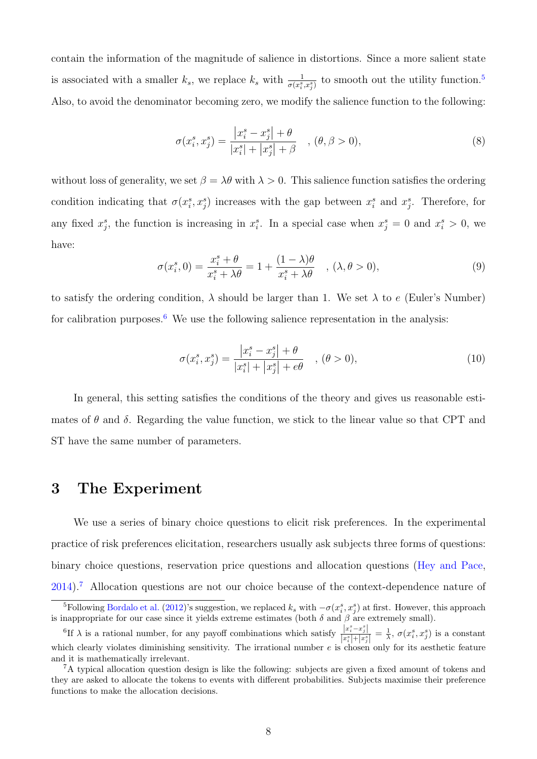contain the information of the magnitude of salience in distortions. Since a more salient state is associated with a smaller $k_s$, we replace $k_s$ with $\frac{1}{\sigma(x_i^s, x_j^s)}$ to smooth out the utility function.[5] Also, to avoid the denominator becoming zero, we modify the salience function to the following:

$$\sigma(x_i^s, x_j^s) = \frac{\left|x_i^s - x_j^s\right| + \theta}{\left|x_i^s\right| + \left|x_j^s\right| + \beta} \quad , (\theta, \beta > 0), \tag{8}$$

without loss of generality, we set $\beta = \lambda\theta$ with $\lambda > 0$. This salience function satisfies the ordering condition indicating that $\sigma(x_i^s, x_j^s)$ increases with the gap between $x_i^s$ and $x_j^s$. Therefore, for any fixed $x_j^s$, the function is increasing in $x_i^s$. In a special case when $x_j^s = 0$ and $x_i^s > 0$, we have:

$$\sigma(x_i^s, 0) = \frac{x_i^s + \theta}{x_i^s + \lambda\theta} = 1 + \frac{(1-\lambda)\theta}{x_i^s + \lambda\theta} \quad , (\lambda, \theta > 0), \tag{9}$$

to satisfy the ordering condition, $\lambda$ should be larger than 1. We set $\lambda$ to $e$ (Euler's Number) for calibration purposes.[6] We use the following salience representation in the analysis:

$$\sigma(x_i^s, x_j^s) = \frac{\left|x_i^s - x_j^s\right| + \theta}{\left|x_i^s\right| + \left|x_j^s\right| + e\theta} \quad , (\theta > 0), \tag{10}$$

In general, this setting satisfies the conditions of the theory and gives us reasonable estimates of $\theta$ and $\delta$. Regarding the value function, we stick to the linear value so that CPT and ST have the same number of parameters.

# 3 The Experiment

We use a series of binary choice questions to elicit risk preferences. In the experimental practice of risk preferences elicitation, researchers usually ask subjects three forms of questions: binary choice questions, reservation price questions and allocation questions (Hey and Pace, 2014).[7] Allocation questions are not our choice because of the context-dependence nature of

---

[5] Following Bordalo et al. (2012)'s suggestion, we replaced $k_s$ with $-\sigma(x_i^s, x_j^s)$ at first. However, this approach is inappropriate for our case since it yields extreme estimates (both $\delta$ and $\beta$ are extremely small).

[6] If $\lambda$ is a rational number, for any payoff combinations which satisfy $\frac{\left|x_i^s - x_j^s\right|}{\left|x_i^s\right| + \left|x_j^s\right|} = \frac{1}{\lambda}$, $\sigma(x_i^s, x_j^s)$ is a constant which clearly violates diminishing sensitivity. The irrational number $e$ is chosen only for its aesthetic feature and it is mathematically irrelevant.

[7] A typical allocation question design is like the following: subjects are given a fixed amount of tokens and they are asked to allocate the tokens to events with different probabilities. Subjects maximise their preference functions to make the allocation decisions.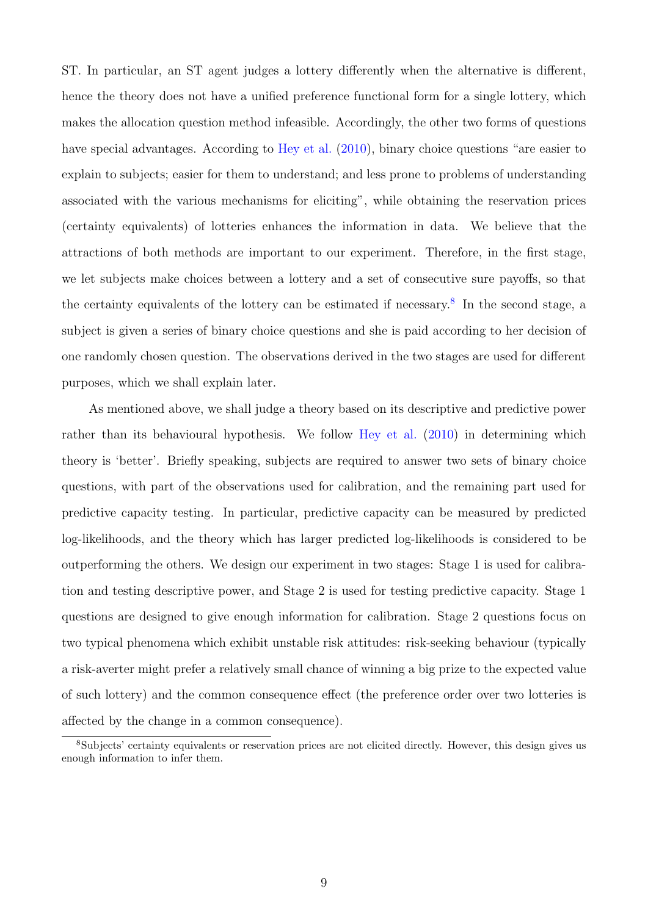ST. In particular, an ST agent judges a lottery differently when the alternative is different, hence the theory does not have a unified preference functional form for a single lottery, which makes the allocation question method infeasible. Accordingly, the other two forms of questions have special advantages. According to Hey et al. (2010), binary choice questions "are easier to explain to subjects; easier for them to understand; and less prone to problems of understanding associated with the various mechanisms for eliciting", while obtaining the reservation prices (certainty equivalents) of lotteries enhances the information in data. We believe that the attractions of both methods are important to our experiment. Therefore, in the first stage, we let subjects make choices between a lottery and a set of consecutive sure payoffs, so that the certainty equivalents of the lottery can be estimated if necessary.[8] In the second stage, a subject is given a series of binary choice questions and she is paid according to her decision of one randomly chosen question. The observations derived in the two stages are used for different purposes, which we shall explain later.

As mentioned above, we shall judge a theory based on its descriptive and predictive power rather than its behavioural hypothesis. We follow Hey et al. (2010) in determining which theory is 'better'. Briefly speaking, subjects are required to answer two sets of binary choice questions, with part of the observations used for calibration, and the remaining part used for predictive capacity testing. In particular, predictive capacity can be measured by predicted log-likelihoods, and the theory which has larger predicted log-likelihoods is considered to be outperforming the others. We design our experiment in two stages: Stage 1 is used for calibration and testing descriptive power, and Stage 2 is used for testing predictive capacity. Stage 1 questions are designed to give enough information for calibration. Stage 2 questions focus on two typical phenomena which exhibit unstable risk attitudes: risk-seeking behaviour (typically a risk-averter might prefer a relatively small chance of winning a big prize to the expected value of such lottery) and the common consequence effect (the preference order over two lotteries is affected by the change in a common consequence).

[8] Subjects' certainty equivalents or reservation prices are not elicited directly. However, this design gives us enough information to infer them.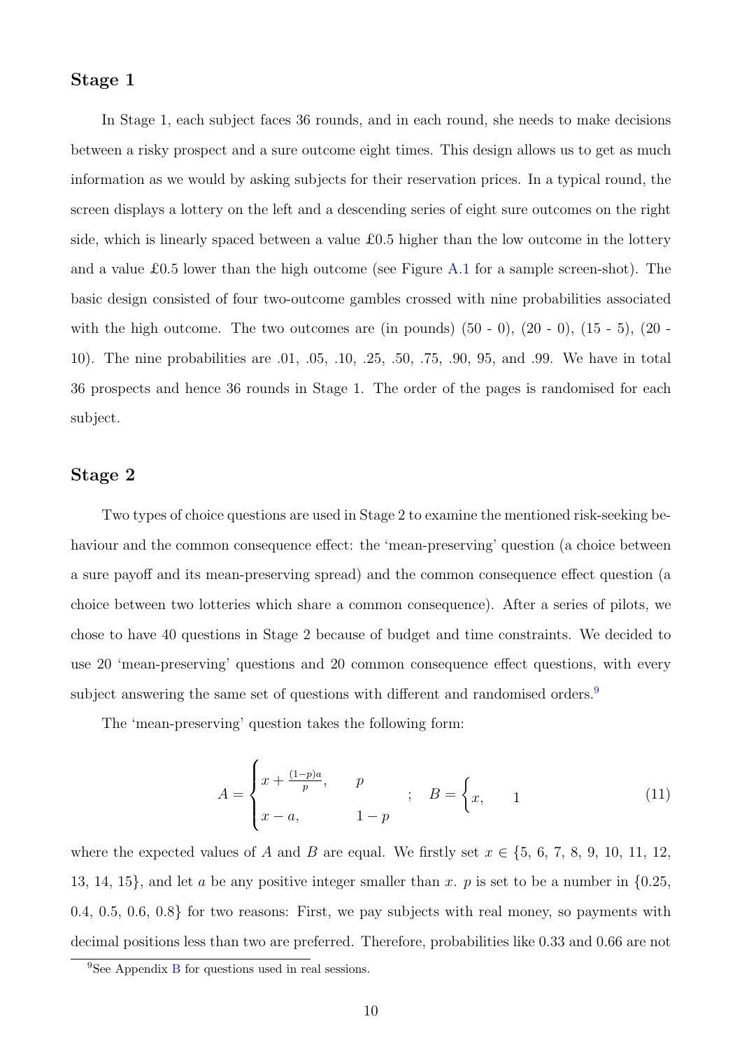### Stage 1

In Stage 1, each subject faces 36 rounds, and in each round, she needs to make decisions between a risky prospect and a sure outcome eight times. This design allows us to get as much information as we would by asking subjects for their reservation prices. In a typical round, the screen displays a lottery on the left and a descending series of eight sure outcomes on the right side, which is linearly spaced between a value £0.5 higher than the low outcome in the lottery and a value £0.5 lower than the high outcome (see Figure A.1 for a sample screen-shot). The basic design consisted of four two-outcome gambles crossed with nine probabilities associated with the high outcome. The two outcomes are (in pounds) (50 - 0), (20 - 0), (15 - 5), (20 - 10). The nine probabilities are .01, .05, .10, .25, .50, .75, .90, 95, and .99. We have in total 36 prospects and hence 36 rounds in Stage 1. The order of the pages is randomised for each subject.

### Stage 2

Two types of choice questions are used in Stage 2 to examine the mentioned risk-seeking behaviour and the common consequence effect: the 'mean-preserving' question (a choice between a sure payoff and its mean-preserving spread) and the common consequence effect question (a choice between two lotteries which share a common consequence). After a series of pilots, we chose to have 40 questions in Stage 2 because of budget and time constraints. We decided to use 20 'mean-preserving' questions and 20 common consequence effect questions, with every subject answering the same set of questions with different and randomised orders.[9]

The 'mean-preserving' question takes the following form:

$$A = \begin{cases} x + \frac{(1-p)a}{p}, & p \\ x - a, & 1-p \end{cases} \quad ; \quad B = \begin{cases} x, & 1 \end{cases} \tag{11}$$

where the expected values of $A$ and $B$ are equal. We firstly set $x \in \{5, 6, 7, 8, 9, 10, 11, 12, 13, 14, 15\}$, and let $a$ be any positive integer smaller than $x$. $p$ is set to be a number in $\{0.25, 0.4, 0.5, 0.6, 0.8\}$ for two reasons: First, we pay subjects with real money, so payments with decimal positions less than two are preferred. Therefore, probabilities like 0.33 and 0.66 are not

[9] See Appendix B for questions used in real sessions.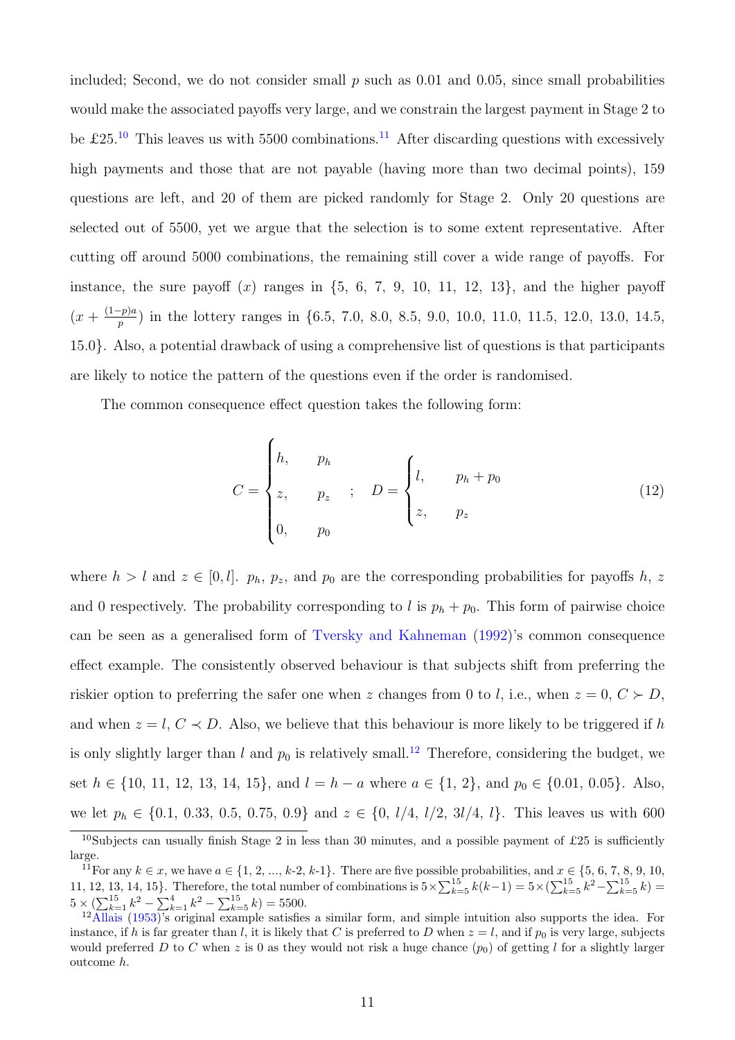included; Second, we do not consider small $p$ such as 0.01 and 0.05, since small probabilities would make the associated payoffs very large, and we constrain the largest payment in Stage 2 to be £25.[10] This leaves us with 5500 combinations.[11] After discarding questions with excessively high payments and those that are not payable (having more than two decimal points), 159 questions are left, and 20 of them are picked randomly for Stage 2. Only 20 questions are selected out of 5500, yet we argue that the selection is to some extent representative. After cutting off around 5000 combinations, the remaining still cover a wide range of payoffs. For instance, the sure payoff ($x$) ranges in {5, 6, 7, 9, 10, 11, 12, 13}, and the higher payoff ($x + \frac{(1-p)a}{p}$) in the lottery ranges in {6.5, 7.0, 8.0, 8.5, 9.0, 10.0, 11.0, 11.5, 12.0, 13.0, 14.5, 15.0}. Also, a potential drawback of using a comprehensive list of questions is that participants are likely to notice the pattern of the questions even if the order is randomised.

The common consequence effect question takes the following form:

$$C = \begin{cases} h, & p_h \\ z, & p_z \\ 0, & p_0 \end{cases} \quad ; \quad D = \begin{cases} l, & p_h + p_0 \\ z, & p_z \end{cases} \tag{12}$$

where $h > l$ and $z \in [0, l]$. $p_h$, $p_z$, and $p_0$ are the corresponding probabilities for payoffs $h$, $z$ and 0 respectively. The probability corresponding to $l$ is $p_h + p_0$. This form of pairwise choice can be seen as a generalised form of Tversky and Kahneman (1992)'s common consequence effect example. The consistently observed behaviour is that subjects shift from preferring the riskier option to preferring the safer one when $z$ changes from 0 to $l$, i.e., when $z = 0$, $C \succ D$, and when $z = l$, $C \prec D$. Also, we believe that this behaviour is more likely to be triggered if $h$ is only slightly larger than $l$ and $p_0$ is relatively small.[12] Therefore, considering the budget, we set $h \in \{10, 11, 12, 13, 14, 15\}$, and $l = h - a$ where $a \in \{1, 2\}$, and $p_0 \in \{0.01, 0.05\}$. Also, we let $p_h \in \{0.1, 0.33, 0.5, 0.75, 0.9\}$ and $z \in \{0, l/4, l/2, 3l/4, l\}$. This leaves us with 600

[10] Subjects can usually finish Stage 2 in less than 30 minutes, and a possible payment of £25 is sufficiently large.

[11] For any $k \in x$, we have $a \in \{1, 2, ..., k\text{-}2, k\text{-}1\}$. There are five possible probabilities, and $x \in \{5, 6, 7, 8, 9, 10, 11, 12, 13, 14, 15\}$. Therefore, the total number of combinations is $5 \times \sum_{k=5}^{15} k(k-1) = 5 \times (\sum_{k=5}^{15} k^2 - \sum_{k=5}^{15} k) = 5 \times (\sum_{k=1}^{15} k^2 - \sum_{k=1}^{4} k^2 - \sum_{k=5}^{15} k) = 5500$.

[12] Allais (1953)'s original example satisfies a similar form, and simple intuition also supports the idea. For instance, if $h$ is far greater than $l$, it is likely that $C$ is preferred to $D$ when $z = l$, and if $p_0$ is very large, subjects would preferred $D$ to $C$ when $z$ is 0 as they would not risk a huge chance ($p_0$) of getting $l$ for a slightly larger outcome $h$.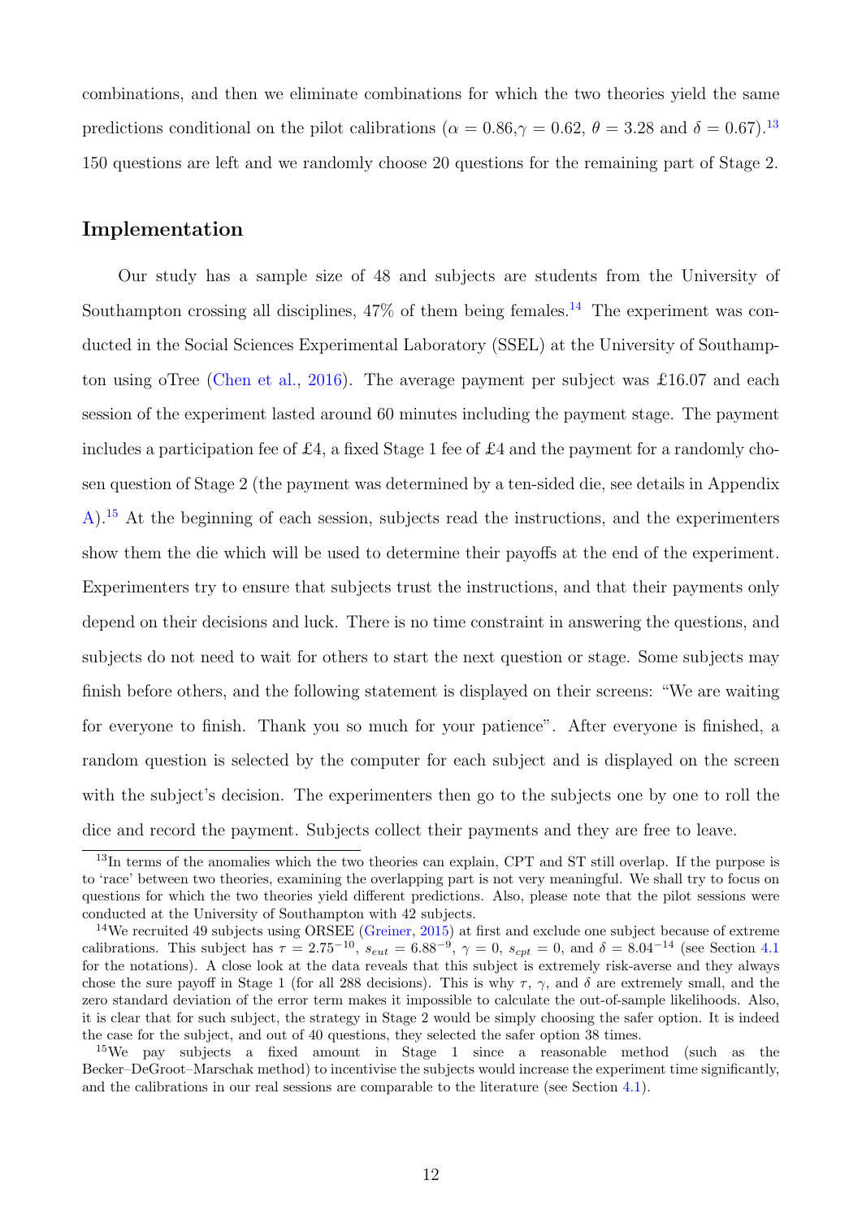combinations, and then we eliminate combinations for which the two theories yield the same predictions conditional on the pilot calibrations ($\alpha = 0.86$,$\gamma = 0.62$, $\theta = 3.28$ and $\delta = 0.67$).[13] 150 questions are left and we randomly choose 20 questions for the remaining part of Stage 2.

## Implementation

Our study has a sample size of 48 and subjects are students from the University of Southampton crossing all disciplines, 47% of them being females.[14] The experiment was conducted in the Social Sciences Experimental Laboratory (SSEL) at the University of Southampton using oTree (Chen et al., 2016). The average payment per subject was £16.07 and each session of the experiment lasted around 60 minutes including the payment stage. The payment includes a participation fee of £4, a fixed Stage 1 fee of £4 and the payment for a randomly chosen question of Stage 2 (the payment was determined by a ten-sided die, see details in Appendix A).[15] At the beginning of each session, subjects read the instructions, and the experimenters show them the die which will be used to determine their payoffs at the end of the experiment. Experimenters try to ensure that subjects trust the instructions, and that their payments only depend on their decisions and luck. There is no time constraint in answering the questions, and subjects do not need to wait for others to start the next question or stage. Some subjects may finish before others, and the following statement is displayed on their screens: "We are waiting for everyone to finish. Thank you so much for your patience". After everyone is finished, a random question is selected by the computer for each subject and is displayed on the screen with the subject's decision. The experimenters then go to the subjects one by one to roll the dice and record the payment. Subjects collect their payments and they are free to leave.

---

[13] In terms of the anomalies which the two theories can explain, CPT and ST still overlap. If the purpose is to 'race' between two theories, examining the overlapping part is not very meaningful. We shall try to focus on questions for which the two theories yield different predictions. Also, please note that the pilot sessions were conducted at the University of Southampton with 42 subjects.

[14] We recruited 49 subjects using ORSEE (Greiner, 2015) at first and exclude one subject because of extreme calibrations. This subject has $\tau = 2.75^{-10}$, $s_{eut} = 6.88^{-9}$, $\gamma = 0$, $s_{cpt} = 0$, and $\delta = 8.04^{-14}$ (see Section 4.1 for the notations). A close look at the data reveals that this subject is extremely risk-averse and they always chose the sure payoff in Stage 1 (for all 288 decisions). This is why $\tau$, $\gamma$, and $\delta$ are extremely small, and the zero standard deviation of the error term makes it impossible to calculate the out-of-sample likelihoods. Also, it is clear that for such subject, the strategy in Stage 2 would be simply choosing the safer option. It is indeed the case for the subject, and out of 40 questions, they selected the safer option 38 times.

[15] We pay subjects a fixed amount in Stage 1 since a reasonable method (such as the Becker–DeGroot–Marschak method) to incentivise the subjects would increase the experiment time significantly, and the calibrations in our real sessions are comparable to the literature (see Section 4.1).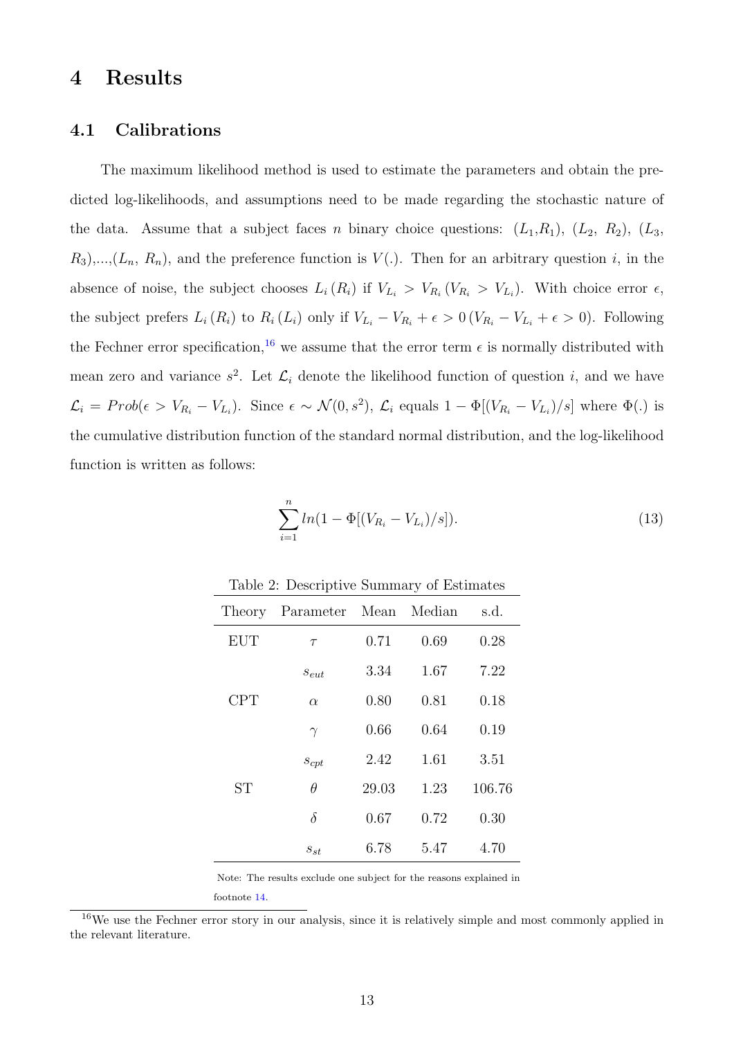# 4 Results

## 4.1 Calibrations

The maximum likelihood method is used to estimate the parameters and obtain the predicted log-likelihoods, and assumptions need to be made regarding the stochastic nature of the data. Assume that a subject faces $n$ binary choice questions: $(L_1, R_1)$, $(L_2, R_2)$, $(L_3, R_3)$,...,$(L_n, R_n)$, and the preference function is $V(.)$. Then for an arbitrary question $i$, in the absence of noise, the subject chooses $L_i\,(R_i)$ if $V_{L_i} > V_{R_i}\,(V_{R_i} > V_{L_i})$. With choice error $\epsilon$, the subject prefers $L_i\,(R_i)$ to $R_i\,(L_i)$ only if $V_{L_i} - V_{R_i} + \epsilon > 0\,(V_{R_i} - V_{L_i} + \epsilon > 0)$. Following the Fechner error specification,[16] we assume that the error term $\epsilon$ is normally distributed with mean zero and variance $s^2$. Let $\mathcal{L}_i$ denote the likelihood function of question $i$, and we have $\mathcal{L}_i = Prob(\epsilon > V_{R_i} - V_{L_i})$. Since $\epsilon \sim \mathcal{N}(0, s^2)$, $\mathcal{L}_i$ equals $1 - \Phi[(V_{R_i} - V_{L_i})/s]$ where $\Phi(.)$ is the cumulative distribution function of the standard normal distribution, and the log-likelihood function is written as follows:

$$\sum_{i=1}^{n} ln(1 - \Phi[(V_{R_i} - V_{L_i})/s]). \tag{13}$$

Table 2: Descriptive Summary of Estimates

| Theory | Parameter | Mean | Median | s.d. |
|---|---|---|---|---|
| EUT | $\tau$ | 0.71 | 0.69 | 0.28 |
| | $s_{eut}$ | 3.34 | 1.67 | 7.22 |
| CPT | $\alpha$ | 0.80 | 0.81 | 0.18 |
| | $\gamma$ | 0.66 | 0.64 | 0.19 |
| | $s_{cpt}$ | 2.42 | 1.61 | 3.51 |
| ST | $\theta$ | 29.03 | 1.23 | 106.76 |
| | $\delta$ | 0.67 | 0.72 | 0.30 |
| | $s_{st}$ | 6.78 | 5.47 | 4.70 |

Note: The results exclude one subject for the reasons explained in footnote 14.

[16] We use the Fechner error story in our analysis, since it is relatively simple and most commonly applied in the relevant literature.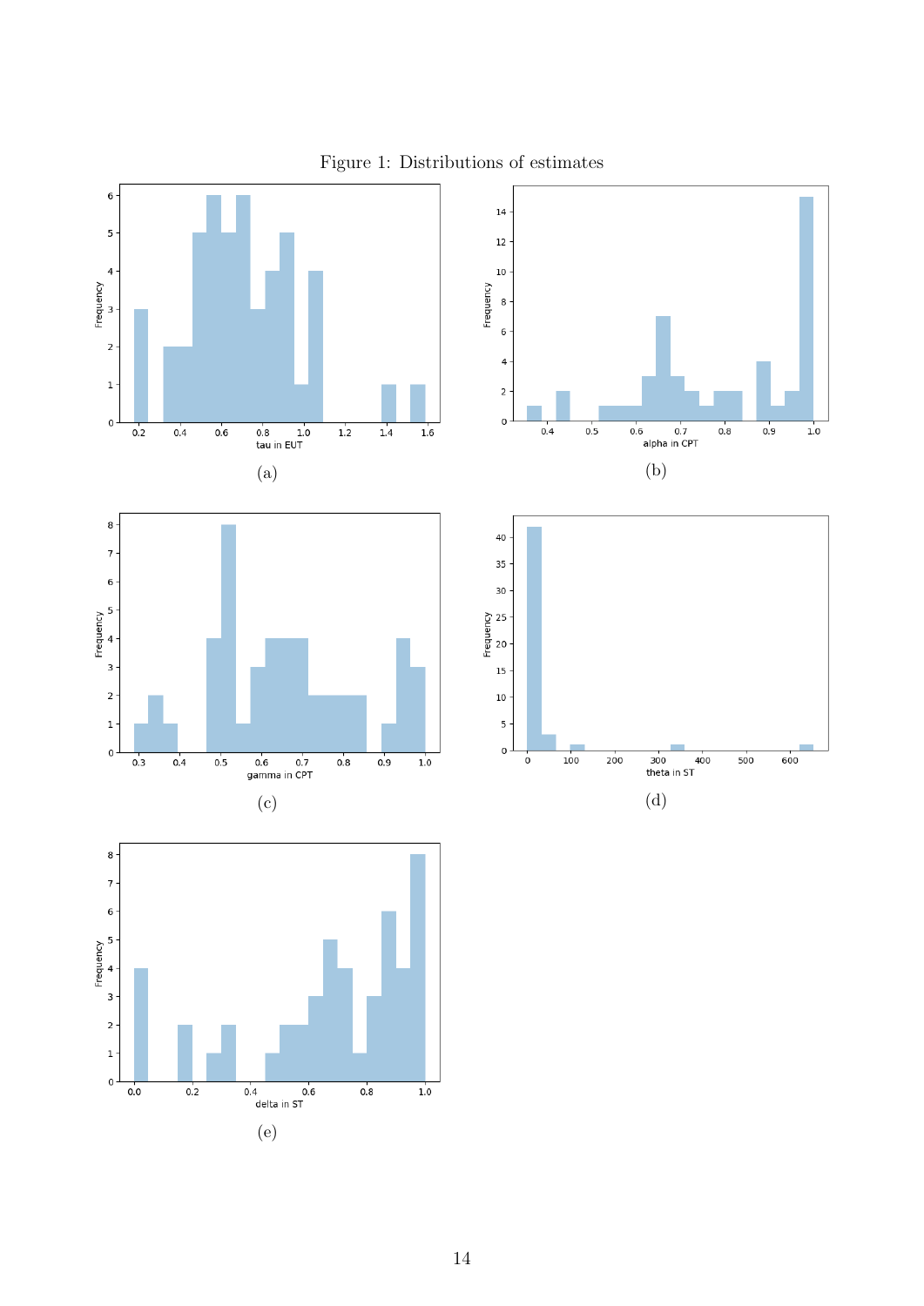Figure 1: Distributions of estimates

(a)

(b)

(c)

(d)

(e)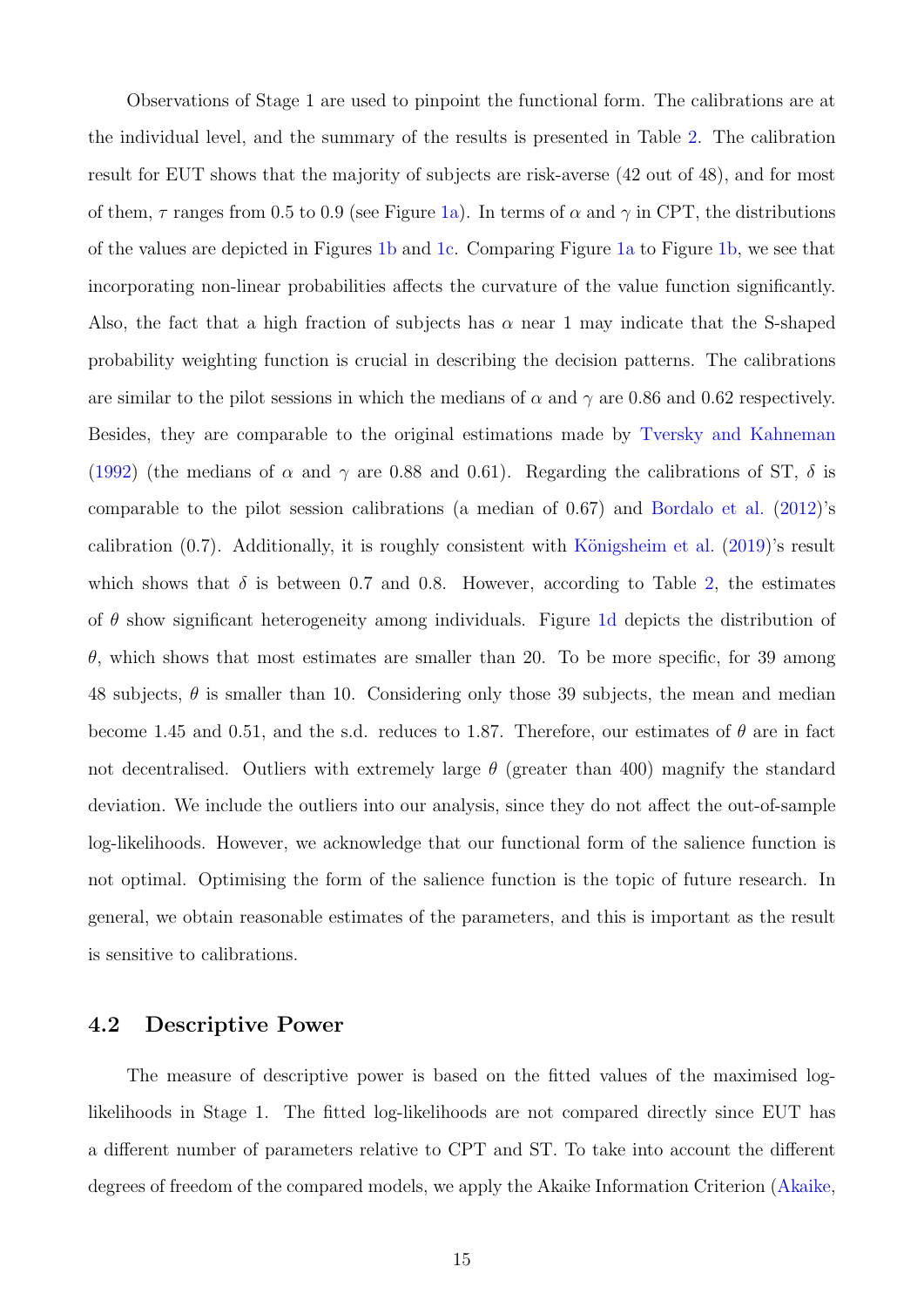Observations of Stage 1 are used to pinpoint the functional form. The calibrations are at the individual level, and the summary of the results is presented in Table 2. The calibration result for EUT shows that the majority of subjects are risk-averse (42 out of 48), and for most of them, $\tau$ ranges from 0.5 to 0.9 (see Figure 1a). In terms of $\alpha$ and $\gamma$ in CPT, the distributions of the values are depicted in Figures 1b and 1c. Comparing Figure 1a to Figure 1b, we see that incorporating non-linear probabilities affects the curvature of the value function significantly. Also, the fact that a high fraction of subjects has $\alpha$ near 1 may indicate that the S-shaped probability weighting function is crucial in describing the decision patterns. The calibrations are similar to the pilot sessions in which the medians of $\alpha$ and $\gamma$ are 0.86 and 0.62 respectively. Besides, they are comparable to the original estimations made by Tversky and Kahneman (1992) (the medians of $\alpha$ and $\gamma$ are 0.88 and 0.61). Regarding the calibrations of ST, $\delta$ is comparable to the pilot session calibrations (a median of 0.67) and Bordalo et al. (2012)'s calibration (0.7). Additionally, it is roughly consistent with Königsheim et al. (2019)'s result which shows that $\delta$ is between 0.7 and 0.8. However, according to Table 2, the estimates of $\theta$ show significant heterogeneity among individuals. Figure 1d depicts the distribution of $\theta$, which shows that most estimates are smaller than 20. To be more specific, for 39 among 48 subjects, $\theta$ is smaller than 10. Considering only those 39 subjects, the mean and median become 1.45 and 0.51, and the s.d. reduces to 1.87. Therefore, our estimates of $\theta$ are in fact not decentralised. Outliers with extremely large $\theta$ (greater than 400) magnify the standard deviation. We include the outliers into our analysis, since they do not affect the out-of-sample log-likelihoods. However, we acknowledge that our functional form of the salience function is not optimal. Optimising the form of the salience function is the topic of future research. In general, we obtain reasonable estimates of the parameters, and this is important as the result is sensitive to calibrations.

### 4.2 Descriptive Power

The measure of descriptive power is based on the fitted values of the maximised log-likelihoods in Stage 1. The fitted log-likelihoods are not compared directly since EUT has a different number of parameters relative to CPT and ST. To take into account the different degrees of freedom of the compared models, we apply the Akaike Information Criterion (Akaike,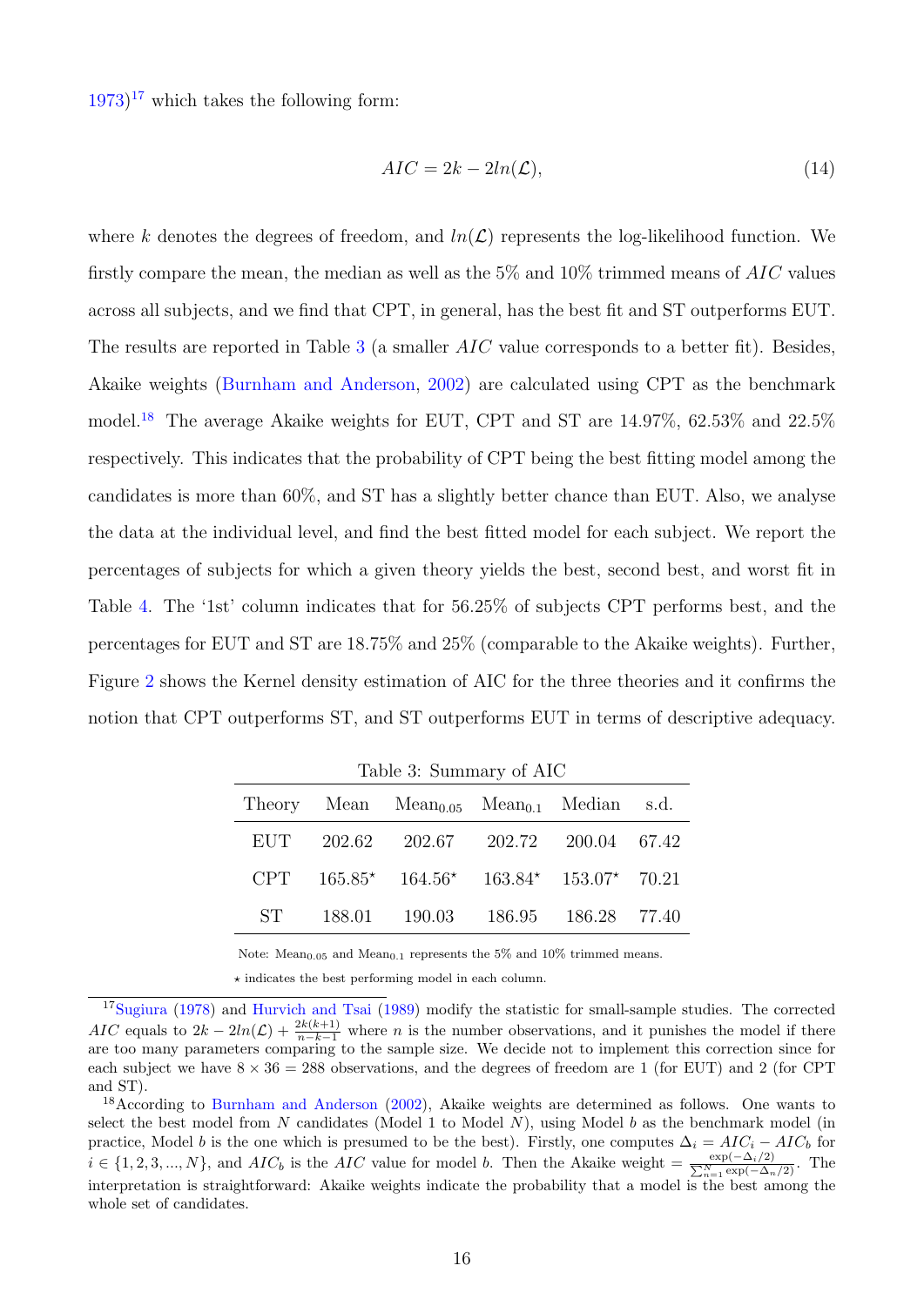1973)[17] which takes the following form:

$$AIC = 2k - 2ln(\mathcal{L}), \tag{14}$$

where $k$ denotes the degrees of freedom, and $ln(\mathcal{L})$ represents the log-likelihood function. We firstly compare the mean, the median as well as the 5% and 10% trimmed means of $AIC$ values across all subjects, and we find that CPT, in general, has the best fit and ST outperforms EUT. The results are reported in Table 3 (a smaller $AIC$ value corresponds to a better fit). Besides, Akaike weights (Burnham and Anderson, 2002) are calculated using CPT as the benchmark model.[18] The average Akaike weights for EUT, CPT and ST are 14.97%, 62.53% and 22.5% respectively. This indicates that the probability of CPT being the best fitting model among the candidates is more than 60%, and ST has a slightly better chance than EUT. Also, we analyse the data at the individual level, and find the best fitted model for each subject. We report the percentages of subjects for which a given theory yields the best, second best, and worst fit in Table 4. The '1st' column indicates that for 56.25% of subjects CPT performs best, and the percentages for EUT and ST are 18.75% and 25% (comparable to the Akaike weights). Further, Figure 2 shows the Kernel density estimation of AIC for the three theories and it confirms the notion that CPT outperforms ST, and ST outperforms EUT in terms of descriptive adequacy.

Table 3: Summary of AIC

| Theory | Mean | $\text{Mean}_{0.05}$ | $\text{Mean}_{0.1}$ | Median | s.d. |
|---|---|---|---|---|---|
| EUT | 202.62 | 202.67 | 202.72 | 200.04 | 67.42 |
| CPT | 165.85$^\star$ | 164.56$^\star$ | 163.84$^\star$ | 153.07$^\star$ | 70.21 |
| ST | 188.01 | 190.03 | 186.95 | 186.28 | 77.40 |

Note: $\text{Mean}_{0.05}$ and $\text{Mean}_{0.1}$ represents the 5% and 10% trimmed means.

$\star$ indicates the best performing model in each column.

[17] Sugiura (1978) and Hurvich and Tsai (1989) modify the statistic for small-sample studies. The corrected $AIC$ equals to $2k - 2ln(\mathcal{L}) + \frac{2k(k+1)}{n-k-1}$ where $n$ is the number observations, and it punishes the model if there are too many parameters comparing to the sample size. We decide not to implement this correction since for each subject we have $8 \times 36 = 288$ observations, and the degrees of freedom are 1 (for EUT) and 2 (for CPT and ST).

[18] According to Burnham and Anderson (2002), Akaike weights are determined as follows. One wants to select the best model from $N$ candidates (Model 1 to Model $N$), using Model $b$ as the benchmark model (in practice, Model $b$ is the one which is presumed to be the best). Firstly, one computes $\Delta_i = AIC_i - AIC_b$ for $i \in \{1, 2, 3, ..., N\}$, and $AIC_b$ is the $AIC$ value for model $b$. Then the Akaike weight $= \frac{\exp(-\Delta_i/2)}{\sum_{n=1}^{N}\exp(-\Delta_n/2)}$. The interpretation is straightforward: Akaike weights indicate the probability that a model is the best among the whole set of candidates.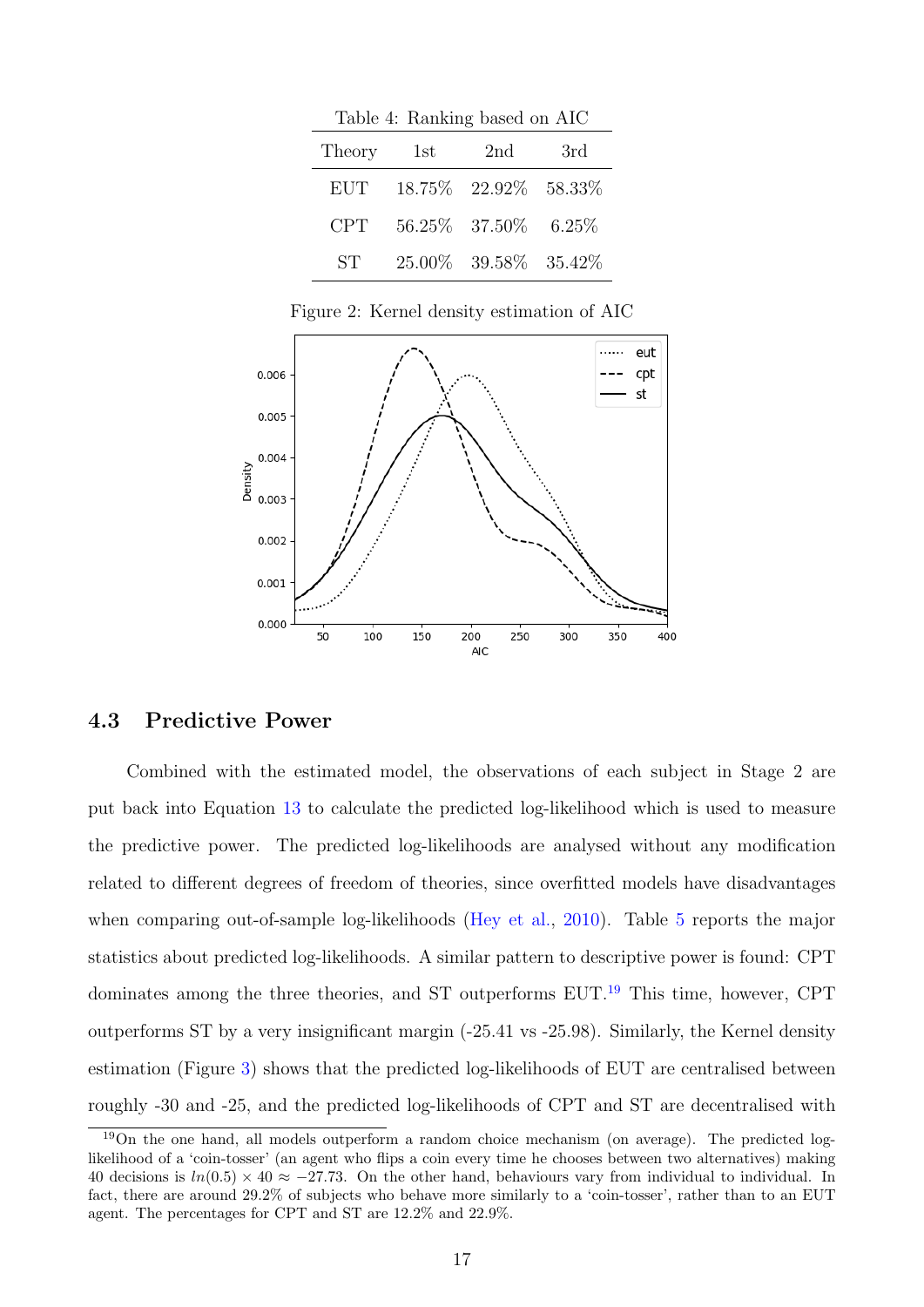Table 4: Ranking based on AIC

| Theory | 1st | 2nd | 3rd |
|---|---|---|---|
| EUT | 18.75% | 22.92% | 58.33% |
| CPT | 56.25% | 37.50% | 6.25% |
| ST | 25.00% | 39.58% | 35.42% |

Figure 2: Kernel density estimation of AIC

## 4.3 Predictive Power

Combined with the estimated model, the observations of each subject in Stage 2 are put back into Equation 13 to calculate the predicted log-likelihood which is used to measure the predictive power. The predicted log-likelihoods are analysed without any modification related to different degrees of freedom of theories, since overfitted models have disadvantages when comparing out-of-sample log-likelihoods (Hey et al., 2010). Table 5 reports the major statistics about predicted log-likelihoods. A similar pattern to descriptive power is found: CPT dominates among the three theories, and ST outperforms EUT.[19] This time, however, CPT outperforms ST by a very insignificant margin (-25.41 vs -25.98). Similarly, the Kernel density estimation (Figure 3) shows that the predicted log-likelihoods of EUT are centralised between roughly -30 and -25, and the predicted log-likelihoods of CPT and ST are decentralised with

[19] On the one hand, all models outperform a random choice mechanism (on average). The predicted log-likelihood of a 'coin-tosser' (an agent who flips a coin every time he chooses between two alternatives) making 40 decisions is $ln(0.5) \times 40 \approx -27.73$. On the other hand, behaviours vary from individual to individual. In fact, there are around 29.2% of subjects who behave more similarly to a 'coin-tosser', rather than to an EUT agent. The percentages for CPT and ST are 12.2% and 22.9%.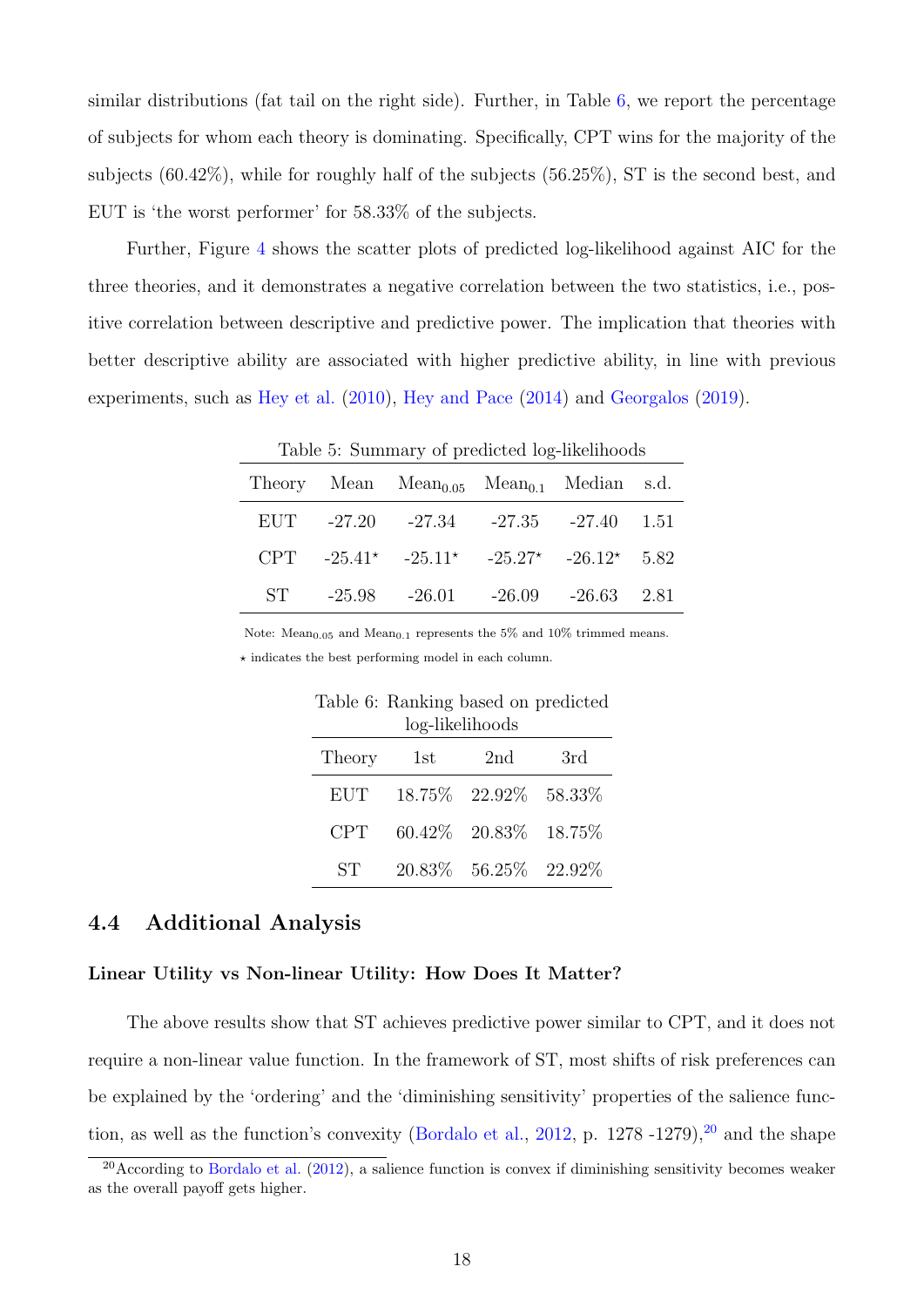similar distributions (fat tail on the right side). Further, in Table 6, we report the percentage of subjects for whom each theory is dominating. Specifically, CPT wins for the majority of the subjects (60.42%), while for roughly half of the subjects (56.25%), ST is the second best, and EUT is 'the worst performer' for 58.33% of the subjects.

Further, Figure 4 shows the scatter plots of predicted log-likelihood against AIC for the three theories, and it demonstrates a negative correlation between the two statistics, i.e., positive correlation between descriptive and predictive power. The implication that theories with better descriptive ability are associated with higher predictive ability, in line with previous experiments, such as Hey et al. (2010), Hey and Pace (2014) and Georgalos (2019).

Table 5: Summary of predicted log-likelihoods

| Theory | Mean | $\text{Mean}_{0.05}$ | $\text{Mean}_{0.1}$ | Median | s.d. |
|---|---|---|---|---|---|
| EUT | -27.20 | -27.34 | -27.35 | -27.40 | 1.51 |
| CPT | $-25.41^{\star}$ | $-25.11^{\star}$ | $-25.27^{\star}$ | $-26.12^{\star}$ | 5.82 |
| ST | -25.98 | -26.01 | -26.09 | -26.63 | 2.81 |

Note: $\text{Mean}_{0.05}$ and $\text{Mean}_{0.1}$ represents the 5% and 10% trimmed means.
$\star$ indicates the best performing model in each column.

Table 6: Ranking based on predicted log-likelihoods

| Theory | 1st | 2nd | 3rd |
|---|---|---|---|
| EUT | 18.75% | 22.92% | 58.33% |
| CPT | 60.42% | 20.83% | 18.75% |
| ST | 20.83% | 56.25% | 22.92% |

## 4.4 Additional Analysis

**Linear Utility vs Non-linear Utility: How Does It Matter?**

The above results show that ST achieves predictive power similar to CPT, and it does not require a non-linear value function. In the framework of ST, most shifts of risk preferences can be explained by the 'ordering' and the 'diminishing sensitivity' properties of the salience function, as well as the function's convexity (Bordalo et al., 2012, p. 1278 -1279),[20] and the shape

[20] According to Bordalo et al. (2012), a salience function is convex if diminishing sensitivity becomes weaker as the overall payoff gets higher.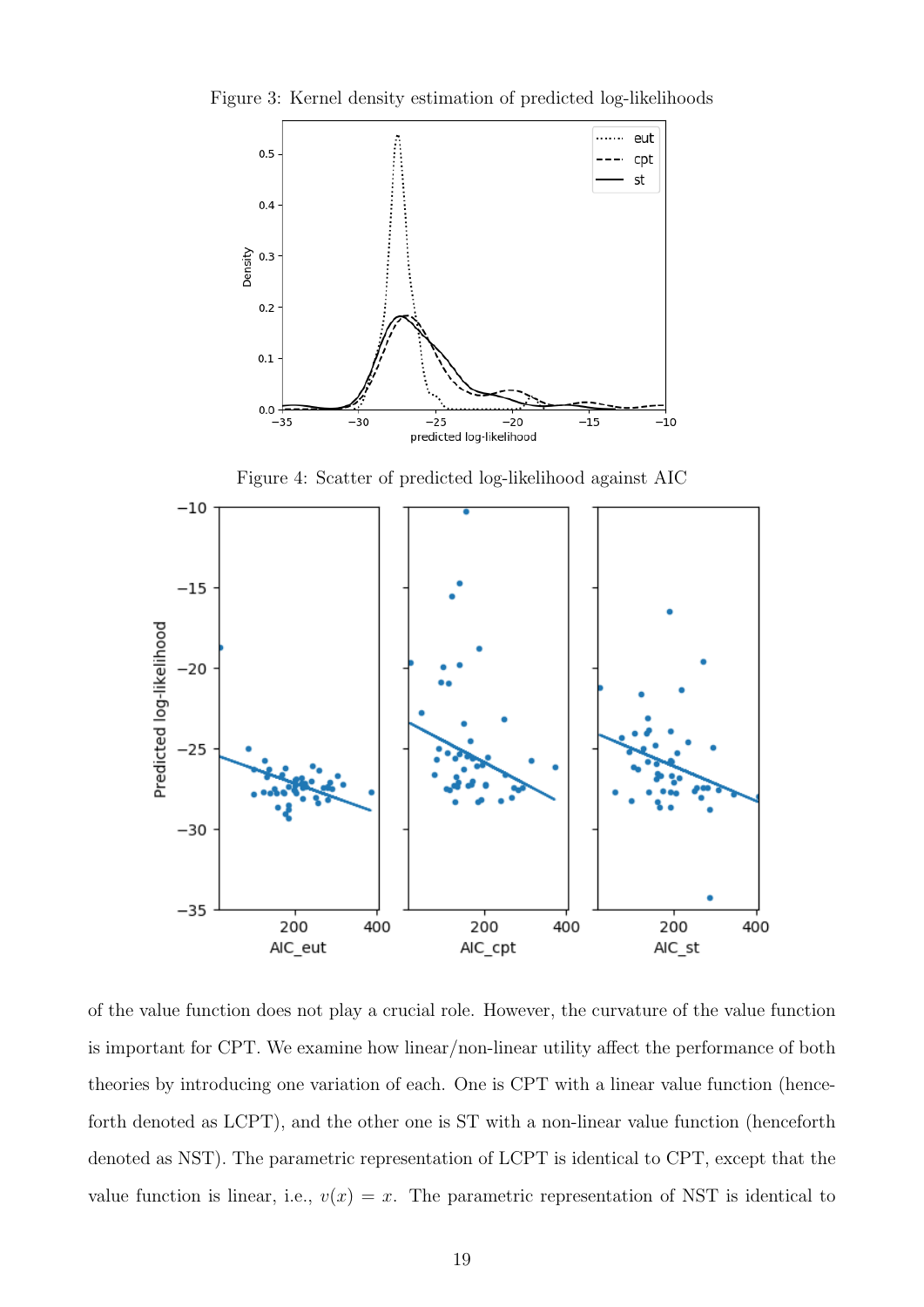Figure 3: Kernel density estimation of predicted log-likelihoods

Figure 4: Scatter of predicted log-likelihood against AIC

of the value function does not play a crucial role. However, the curvature of the value function is important for CPT. We examine how linear/non-linear utility affect the performance of both theories by introducing one variation of each. One is CPT with a linear value function (henceforth denoted as LCPT), and the other one is ST with a non-linear value function (henceforth denoted as NST). The parametric representation of LCPT is identical to CPT, except that the value function is linear, i.e., $v(x) = x$. The parametric representation of NST is identical to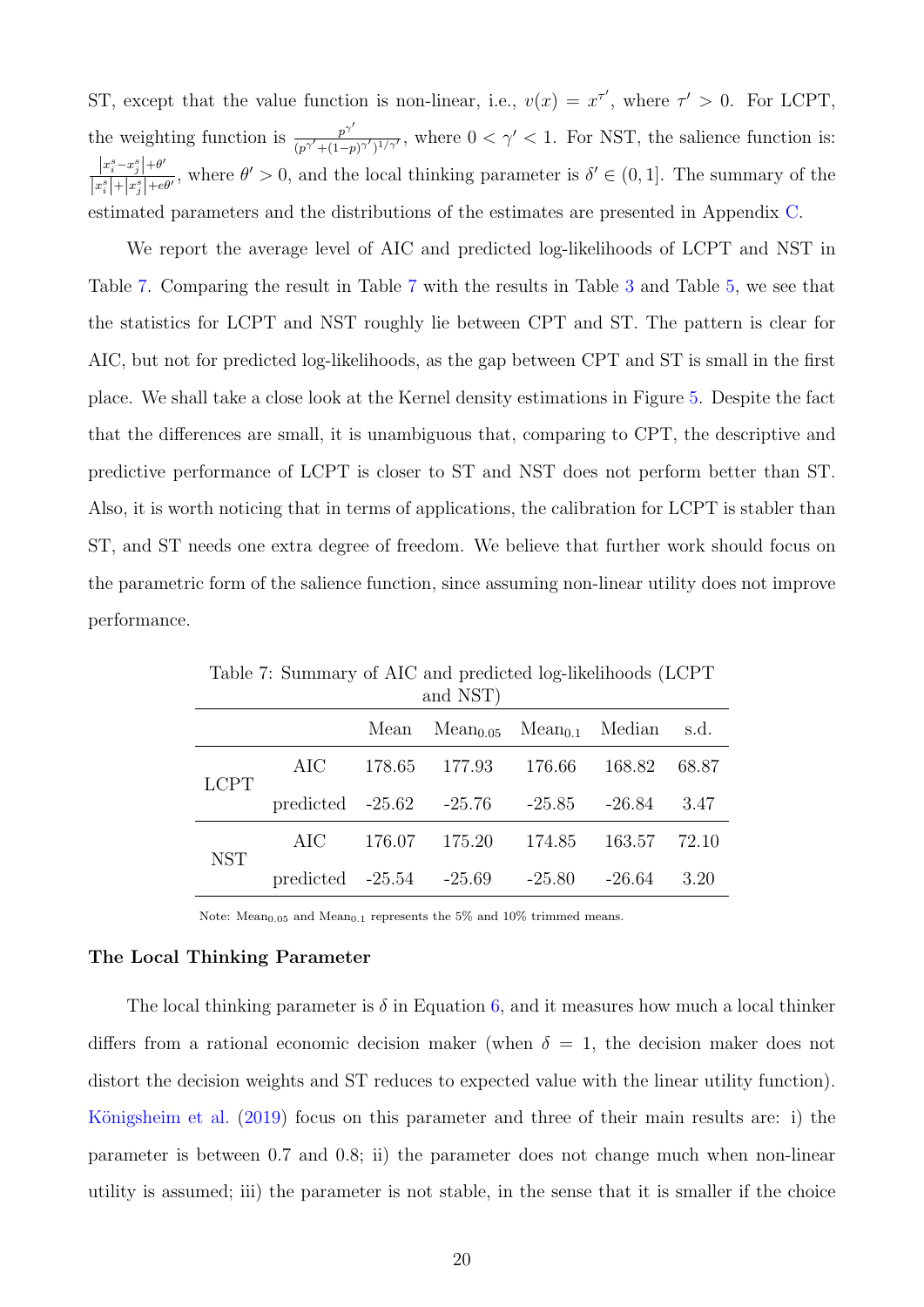ST, except that the value function is non-linear, i.e., $v(x) = x^{\tau'}$, where $\tau' > 0$. For LCPT, the weighting function is $\frac{p^{\gamma'}}{(p^{\gamma'}+(1-p)^{\gamma'})^{1/\gamma'}}$, where $0 < \gamma' < 1$. For NST, the salience function is: $\frac{\left|x_i^s - x_j^s\right|+\theta'}{\left|x_i^s\right|+\left|x_j^s\right|+e\theta'}$, where $\theta' > 0$, and the local thinking parameter is $\delta' \in (0, 1]$. The summary of the estimated parameters and the distributions of the estimates are presented in Appendix C.

We report the average level of AIC and predicted log-likelihoods of LCPT and NST in Table 7. Comparing the result in Table 7 with the results in Table 3 and Table 5, we see that the statistics for LCPT and NST roughly lie between CPT and ST. The pattern is clear for AIC, but not for predicted log-likelihoods, as the gap between CPT and ST is small in the first place. We shall take a close look at the Kernel density estimations in Figure 5. Despite the fact that the differences are small, it is unambiguous that, comparing to CPT, the descriptive and predictive performance of LCPT is closer to ST and NST does not perform better than ST. Also, it is worth noticing that in terms of applications, the calibration for LCPT is stabler than ST, and ST needs one extra degree of freedom. We believe that further work should focus on the parametric form of the salience function, since assuming non-linear utility does not improve performance.

Table 7: Summary of AIC and predicted log-likelihoods (LCPT and NST)

| | | Mean | $\text{Mean}_{0.05}$ | $\text{Mean}_{0.1}$ | Median | s.d. |
|---|---|---|---|---|---|---|
| LCPT | AIC | 178.65 | 177.93 | 176.66 | 168.82 | 68.87 |
| | predicted | -25.62 | -25.76 | -25.85 | -26.84 | 3.47 |
| NST | AIC | 176.07 | 175.20 | 174.85 | 163.57 | 72.10 |
| | predicted | -25.54 | -25.69 | -25.80 | -26.64 | 3.20 |

Note: $\text{Mean}_{0.05}$ and $\text{Mean}_{0.1}$ represents the 5% and 10% trimmed means.

### The Local Thinking Parameter

The local thinking parameter is $\delta$ in Equation 6, and it measures how much a local thinker differs from a rational economic decision maker (when $\delta = 1$, the decision maker does not distort the decision weights and ST reduces to expected value with the linear utility function). Königsheim et al. (2019) focus on this parameter and three of their main results are: i) the parameter is between 0.7 and 0.8; ii) the parameter does not change much when non-linear utility is assumed; iii) the parameter is not stable, in the sense that it is smaller if the choice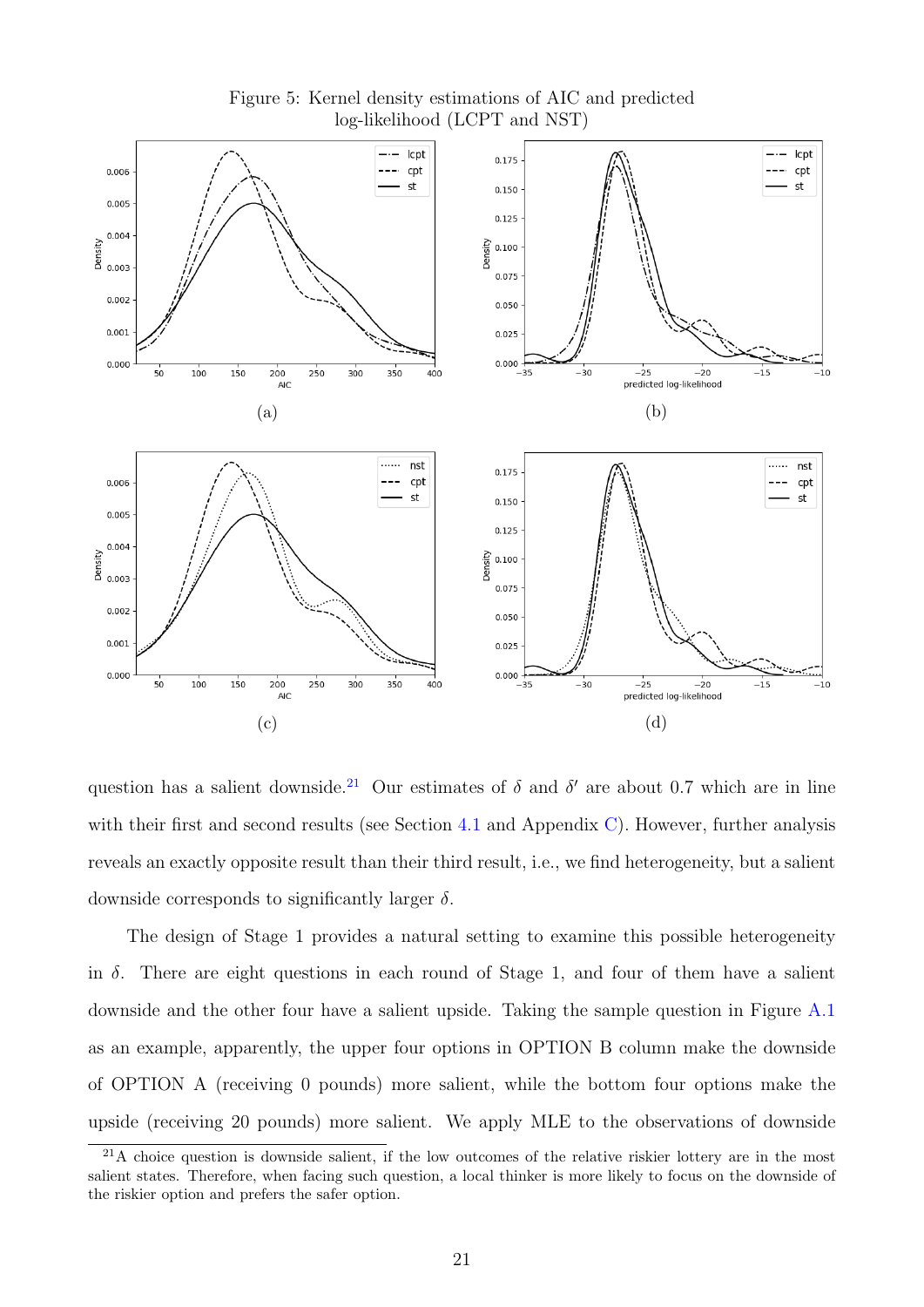Figure 5: Kernel density estimations of AIC and predicted log-likelihood (LCPT and NST)

(a)

(b)

(c)

(d)

question has a salient downside.[21] Our estimates of $\delta$ and $\delta'$ are about 0.7 which are in line with their first and second results (see Section 4.1 and Appendix C). However, further analysis reveals an exactly opposite result than their third result, i.e., we find heterogeneity, but a salient downside corresponds to significantly larger $\delta$.

The design of Stage 1 provides a natural setting to examine this possible heterogeneity in $\delta$. There are eight questions in each round of Stage 1, and four of them have a salient downside and the other four have a salient upside. Taking the sample question in Figure A.1 as an example, apparently, the upper four options in OPTION B column make the downside of OPTION A (receiving 0 pounds) more salient, while the bottom four options make the upside (receiving 20 pounds) more salient. We apply MLE to the observations of downside

[21] A choice question is downside salient, if the low outcomes of the relative riskier lottery are in the most salient states. Therefore, when facing such question, a local thinker is more likely to focus on the downside of the riskier option and prefers the safer option.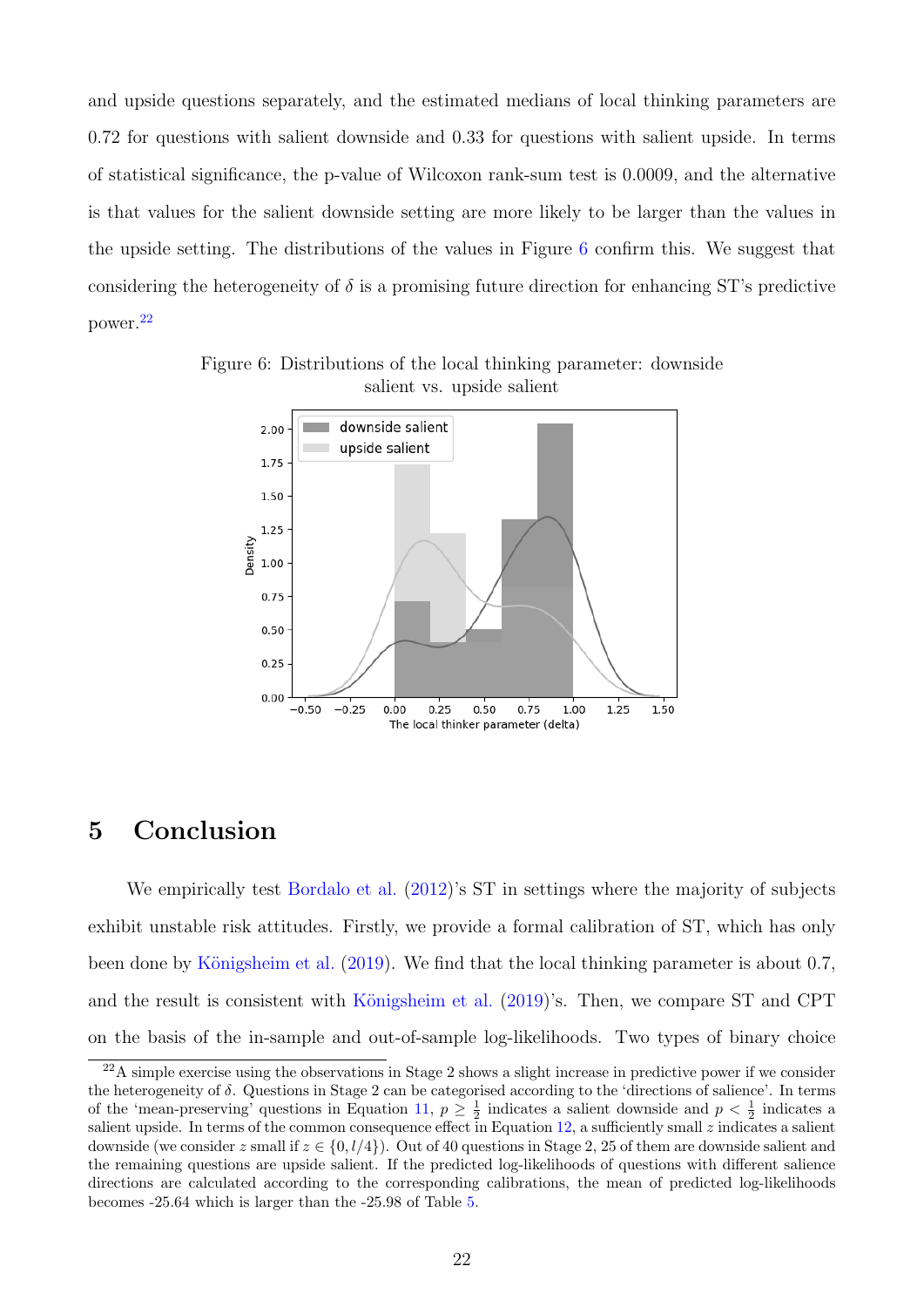and upside questions separately, and the estimated medians of local thinking parameters are 0.72 for questions with salient downside and 0.33 for questions with salient upside. In terms of statistical significance, the p-value of Wilcoxon rank-sum test is 0.0009, and the alternative is that values for the salient downside setting are more likely to be larger than the values in the upside setting. The distributions of the values in Figure 6 confirm this. We suggest that considering the heterogeneity of $\delta$ is a promising future direction for enhancing ST's predictive power.[22]

Figure 6: Distributions of the local thinking parameter: downside salient vs. upside salient

# 5 Conclusion

We empirically test Bordalo et al. (2012)'s ST in settings where the majority of subjects exhibit unstable risk attitudes. Firstly, we provide a formal calibration of ST, which has only been done by Königsheim et al. (2019). We find that the local thinking parameter is about 0.7, and the result is consistent with Königsheim et al. (2019)'s. Then, we compare ST and CPT on the basis of the in-sample and out-of-sample log-likelihoods. Two types of binary choice

[22] A simple exercise using the observations in Stage 2 shows a slight increase in predictive power if we consider the heterogeneity of $\delta$. Questions in Stage 2 can be categorised according to the 'directions of salience'. In terms of the 'mean-preserving' questions in Equation 11, $p \geq \frac{1}{2}$ indicates a salient downside and $p < \frac{1}{2}$ indicates a salient upside. In terms of the common consequence effect in Equation 12, a sufficiently small $z$ indicates a salient downside (we consider $z$ small if $z \in \{0, l/4\}$). Out of 40 questions in Stage 2, 25 of them are downside salient and the remaining questions are upside salient. If the predicted log-likelihoods of questions with different salience directions are calculated according to the corresponding calibrations, the mean of predicted log-likelihoods becomes -25.64 which is larger than the -25.98 of Table 5.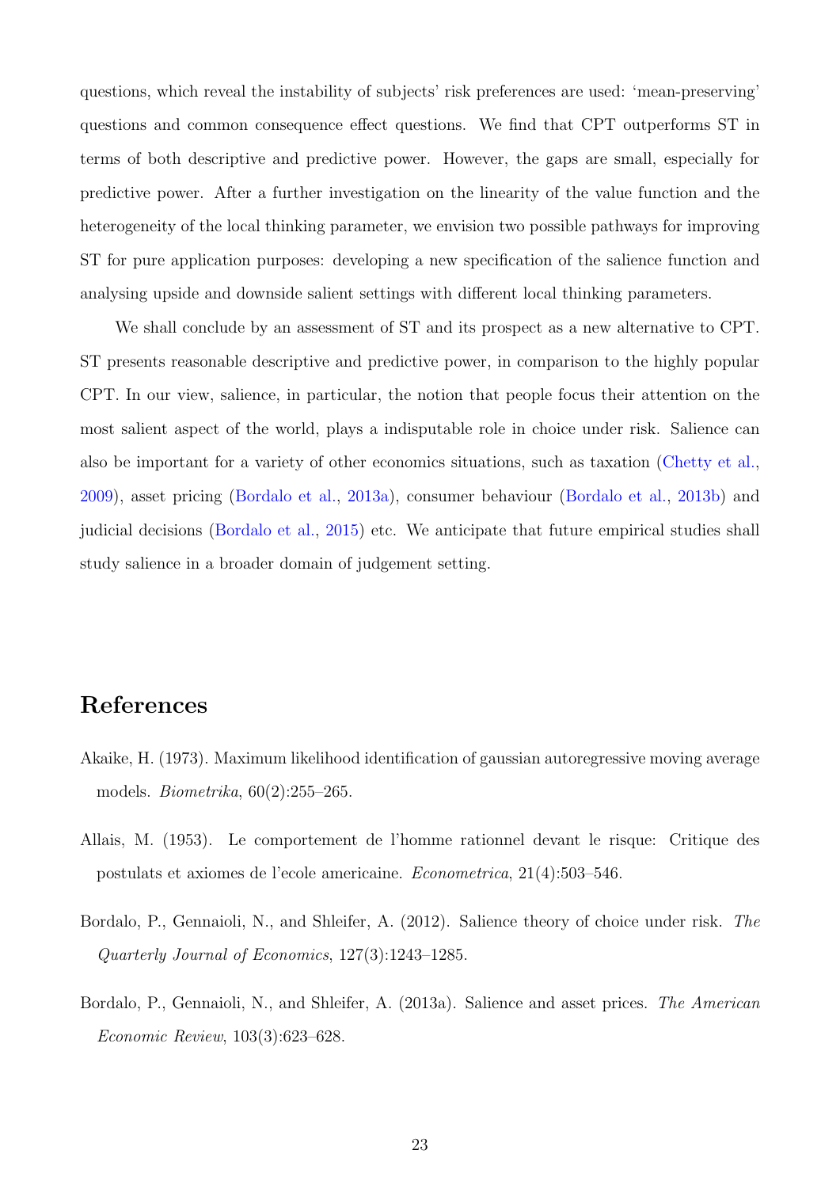questions, which reveal the instability of subjects' risk preferences are used: 'mean-preserving' questions and common consequence effect questions. We find that CPT outperforms ST in terms of both descriptive and predictive power. However, the gaps are small, especially for predictive power. After a further investigation on the linearity of the value function and the heterogeneity of the local thinking parameter, we envision two possible pathways for improving ST for pure application purposes: developing a new specification of the salience function and analysing upside and downside salient settings with different local thinking parameters.

We shall conclude by an assessment of ST and its prospect as a new alternative to CPT. ST presents reasonable descriptive and predictive power, in comparison to the highly popular CPT. In our view, salience, in particular, the notion that people focus their attention on the most salient aspect of the world, plays a indisputable role in choice under risk. Salience can also be important for a variety of other economics situations, such as taxation (Chetty et al., 2009), asset pricing (Bordalo et al., 2013a), consumer behaviour (Bordalo et al., 2013b) and judicial decisions (Bordalo et al., 2015) etc. We anticipate that future empirical studies shall study salience in a broader domain of judgement setting.

## References

Akaike, H. (1973). Maximum likelihood identification of gaussian autoregressive moving average models. *Biometrika*, 60(2):255–265.

Allais, M. (1953). Le comportement de l'homme rationnel devant le risque: Critique des postulats et axiomes de l'ecole americaine. *Econometrica*, 21(4):503–546.

Bordalo, P., Gennaioli, N., and Shleifer, A. (2012). Salience theory of choice under risk. *The Quarterly Journal of Economics*, 127(3):1243–1285.

Bordalo, P., Gennaioli, N., and Shleifer, A. (2013a). Salience and asset prices. *The American Economic Review*, 103(3):623–628.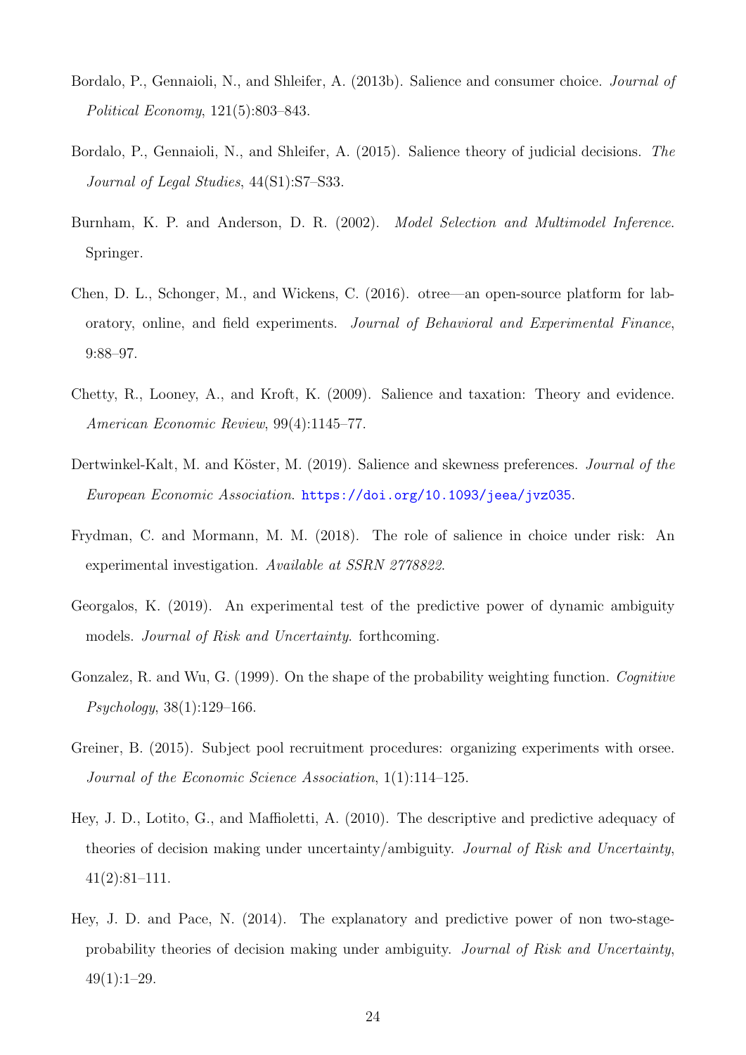Bordalo, P., Gennaioli, N., and Shleifer, A. (2013b). Salience and consumer choice. *Journal of Political Economy*, 121(5):803–843.

Bordalo, P., Gennaioli, N., and Shleifer, A. (2015). Salience theory of judicial decisions. *The Journal of Legal Studies*, 44(S1):S7–S33.

Burnham, K. P. and Anderson, D. R. (2002). *Model Selection and Multimodel Inference*. Springer.

Chen, D. L., Schonger, M., and Wickens, C. (2016). otree—an open-source platform for laboratory, online, and field experiments. *Journal of Behavioral and Experimental Finance*, 9:88–97.

Chetty, R., Looney, A., and Kroft, K. (2009). Salience and taxation: Theory and evidence. *American Economic Review*, 99(4):1145–77.

Dertwinkel-Kalt, M. and Köster, M. (2019). Salience and skewness preferences. *Journal of the European Economic Association*. https://doi.org/10.1093/jeea/jvz035.

Frydman, C. and Mormann, M. M. (2018). The role of salience in choice under risk: An experimental investigation. *Available at SSRN 2778822*.

Georgalos, K. (2019). An experimental test of the predictive power of dynamic ambiguity models. *Journal of Risk and Uncertainty*. forthcoming.

Gonzalez, R. and Wu, G. (1999). On the shape of the probability weighting function. *Cognitive Psychology*, 38(1):129–166.

Greiner, B. (2015). Subject pool recruitment procedures: organizing experiments with orsee. *Journal of the Economic Science Association*, 1(1):114–125.

Hey, J. D., Lotito, G., and Maffioletti, A. (2010). The descriptive and predictive adequacy of theories of decision making under uncertainty/ambiguity. *Journal of Risk and Uncertainty*, 41(2):81–111.

Hey, J. D. and Pace, N. (2014). The explanatory and predictive power of non two-stage-probability theories of decision making under ambiguity. *Journal of Risk and Uncertainty*, 49(1):1–29.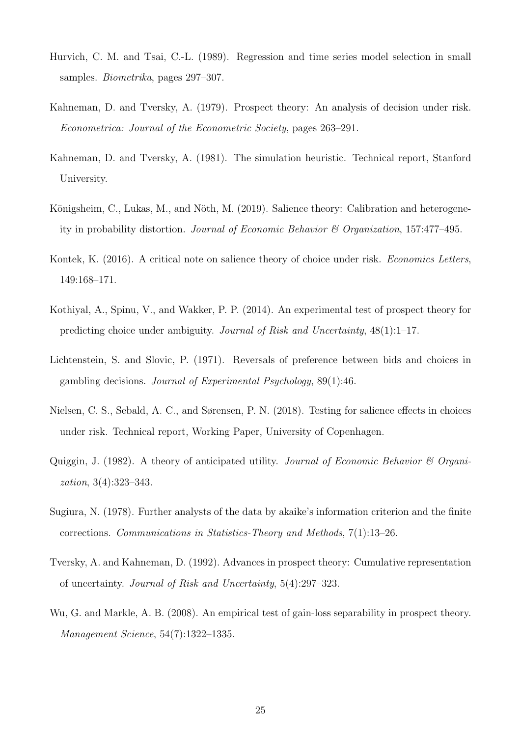Hurvich, C. M. and Tsai, C.-L. (1989). Regression and time series model selection in small samples. *Biometrika*, pages 297–307.

Kahneman, D. and Tversky, A. (1979). Prospect theory: An analysis of decision under risk. *Econometrica: Journal of the Econometric Society*, pages 263–291.

Kahneman, D. and Tversky, A. (1981). The simulation heuristic. Technical report, Stanford University.

Königsheim, C., Lukas, M., and Nöth, M. (2019). Salience theory: Calibration and heterogeneity in probability distortion. *Journal of Economic Behavior & Organization*, 157:477–495.

Kontek, K. (2016). A critical note on salience theory of choice under risk. *Economics Letters*, 149:168–171.

Kothiyal, A., Spinu, V., and Wakker, P. P. (2014). An experimental test of prospect theory for predicting choice under ambiguity. *Journal of Risk and Uncertainty*, 48(1):1–17.

Lichtenstein, S. and Slovic, P. (1971). Reversals of preference between bids and choices in gambling decisions. *Journal of Experimental Psychology*, 89(1):46.

Nielsen, C. S., Sebald, A. C., and Sørensen, P. N. (2018). Testing for salience effects in choices under risk. Technical report, Working Paper, University of Copenhagen.

Quiggin, J. (1982). A theory of anticipated utility. *Journal of Economic Behavior & Organization*, 3(4):323–343.

Sugiura, N. (1978). Further analysts of the data by akaike's information criterion and the finite corrections. *Communications in Statistics-Theory and Methods*, 7(1):13–26.

Tversky, A. and Kahneman, D. (1992). Advances in prospect theory: Cumulative representation of uncertainty. *Journal of Risk and Uncertainty*, 5(4):297–323.

Wu, G. and Markle, A. B. (2008). An empirical test of gain-loss separability in prospect theory. *Management Science*, 54(7):1322–1335.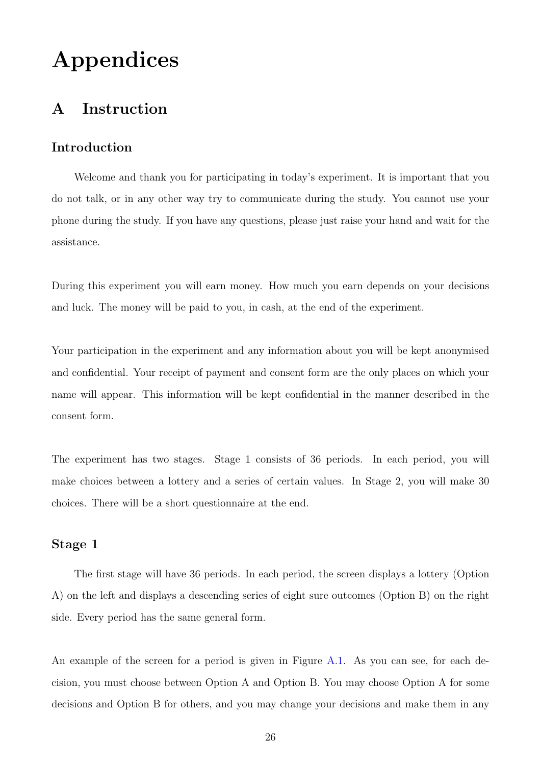# Appendices

## A Instruction

### Introduction

Welcome and thank you for participating in today's experiment. It is important that you do not talk, or in any other way try to communicate during the study. You cannot use your phone during the study. If you have any questions, please just raise your hand and wait for the assistance.

During this experiment you will earn money. How much you earn depends on your decisions and luck. The money will be paid to you, in cash, at the end of the experiment.

Your participation in the experiment and any information about you will be kept anonymised and confidential. Your receipt of payment and consent form are the only places on which your name will appear. This information will be kept confidential in the manner described in the consent form.

The experiment has two stages. Stage 1 consists of 36 periods. In each period, you will make choices between a lottery and a series of certain values. In Stage 2, you will make 30 choices. There will be a short questionnaire at the end.

### Stage 1

The first stage will have 36 periods. In each period, the screen displays a lottery (Option A) on the left and displays a descending series of eight sure outcomes (Option B) on the right side. Every period has the same general form.

An example of the screen for a period is given in Figure A.1. As you can see, for each decision, you must choose between Option A and Option B. You may choose Option A for some decisions and Option B for others, and you may change your decisions and make them in any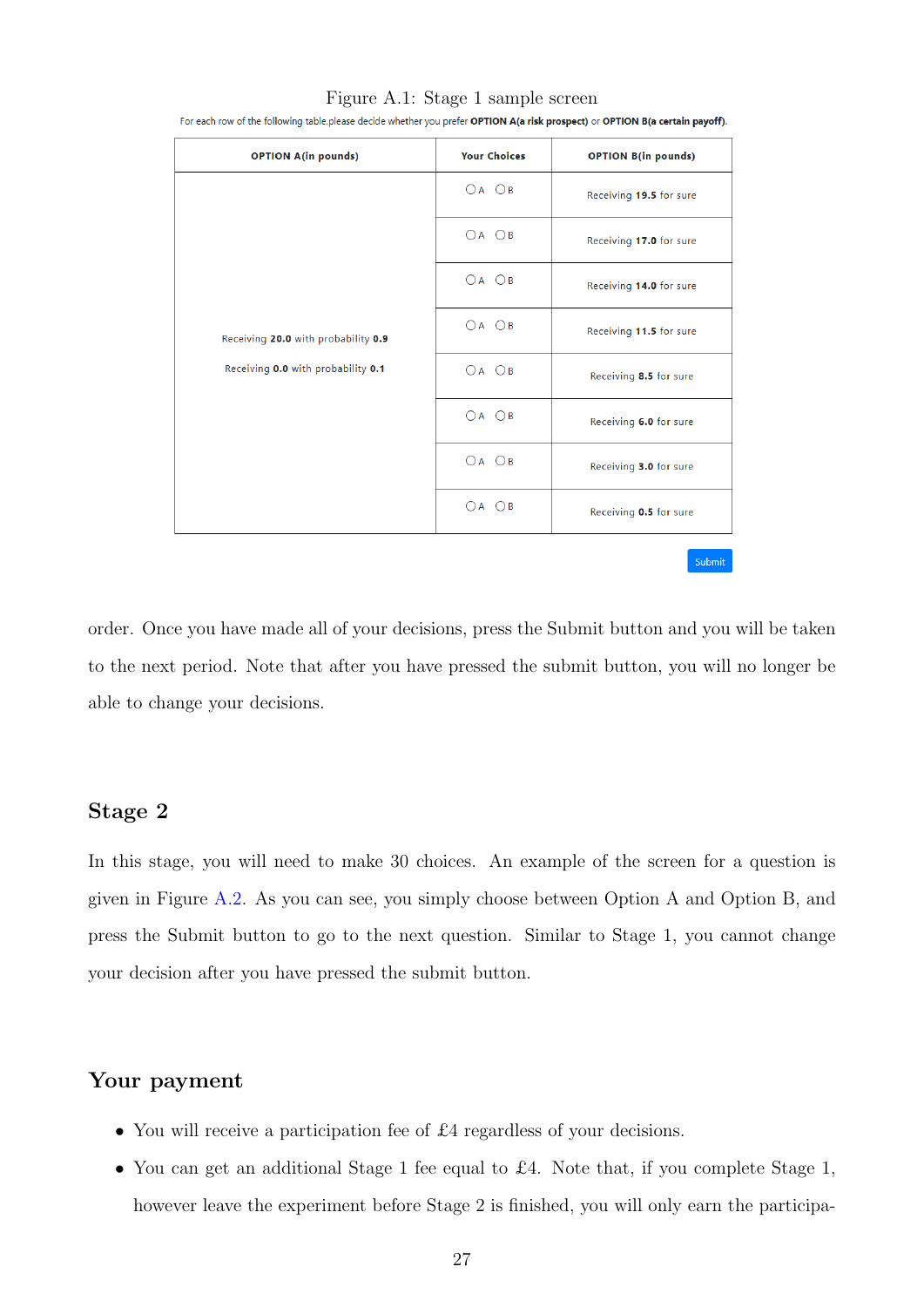Figure A.1: Stage 1 sample screen

For each row of the following table,please decide whether you prefer **OPTION A(a risk prospect)** or **OPTION B(a certain payoff)**.

| **OPTION A(in pounds)** | **Your Choices** | **OPTION B(in pounds)** |
|---|---|---|
| Receiving **20.0** with probability **0.9** Receiving **0.0** with probability **0.1** | ○A ○B | Receiving **19.5** for sure |
| | ○A ○B | Receiving **17.0** for sure |
| | ○A ○B | Receiving **14.0** for sure |
| | ○A ○B | Receiving **11.5** for sure |
| | ○A ○B | Receiving **8.5** for sure |
| | ○A ○B | Receiving **6.0** for sure |
| | ○A ○B | Receiving **3.0** for sure |
| | ○A ○B | Receiving **0.5** for sure |

Submit

order. Once you have made all of your decisions, press the Submit button and you will be taken to the next period. Note that after you have pressed the submit button, you will no longer be able to change your decisions.

## Stage 2

In this stage, you will need to make 30 choices. An example of the screen for a question is given in Figure A.2. As you can see, you simply choose between Option A and Option B, and press the Submit button to go to the next question. Similar to Stage 1, you cannot change your decision after you have pressed the submit button.

## Your payment

- You will receive a participation fee of £4 regardless of your decisions.
- You can get an additional Stage 1 fee equal to £4. Note that, if you complete Stage 1, however leave the experiment before Stage 2 is finished, you will only earn the participa-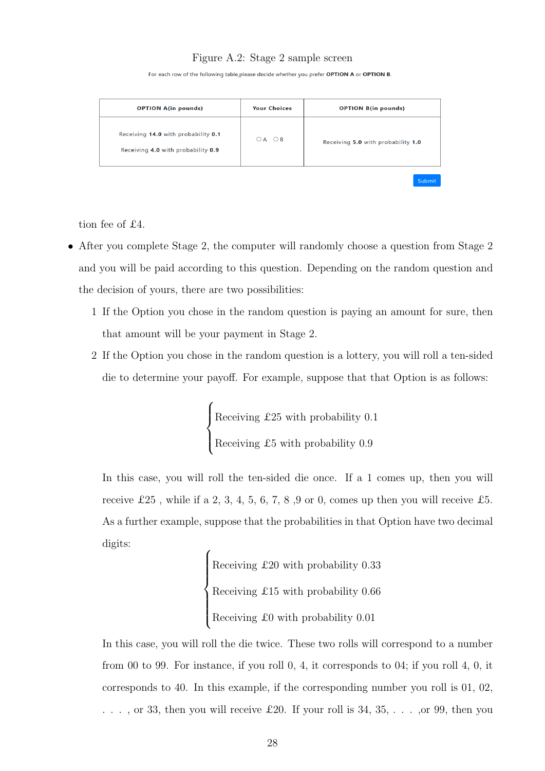Figure A.2: Stage 2 sample screen

For each row of the following table,please decide whether you prefer **OPTION A** or **OPTION B**.

| **OPTION A(in pounds)** | **Your Choices** | **OPTION B(in pounds)** |
|---|---|---|
| Receiving **14.0** with probability **0.1**<br>Receiving **4.0** with probability **0.9** | ○A ○B | Receiving **5.0** with probability **1.0** |

Submit

tion fee of £4.

- After you complete Stage 2, the computer will randomly choose a question from Stage 2 and you will be paid according to this question. Depending on the random question and the decision of yours, there are two possibilities:

  1. If the Option you chose in the random question is paying an amount for sure, then that amount will be your payment in Stage 2.
  2. If the Option you chose in the random question is a lottery, you will roll a ten-sided die to determine your payoff. For example, suppose that that Option is as follows:

$$\begin{cases} \text{Receiving £25 with probability 0.1} \\ \text{Receiving £5 with probability 0.9} \end{cases}$$

     In this case, you will roll the ten-sided die once. If a 1 comes up, then you will receive £25 , while if a 2, 3, 4, 5, 6, 7, 8 ,9 or 0, comes up then you will receive £5. As a further example, suppose that the probabilities in that Option have two decimal digits:

$$\begin{cases} \text{Receiving £20 with probability 0.33} \\ \text{Receiving £15 with probability 0.66} \\ \text{Receiving £0 with probability 0.01} \end{cases}$$

     In this case, you will roll the die twice. These two rolls will correspond to a number from 00 to 99. For instance, if you roll 0, 4, it corresponds to 04; if you roll 4, 0, it corresponds to 40. In this example, if the corresponding number you roll is 01, 02, . . . , or 33, then you will receive £20. If your roll is 34, 35, . . . ,or 99, then you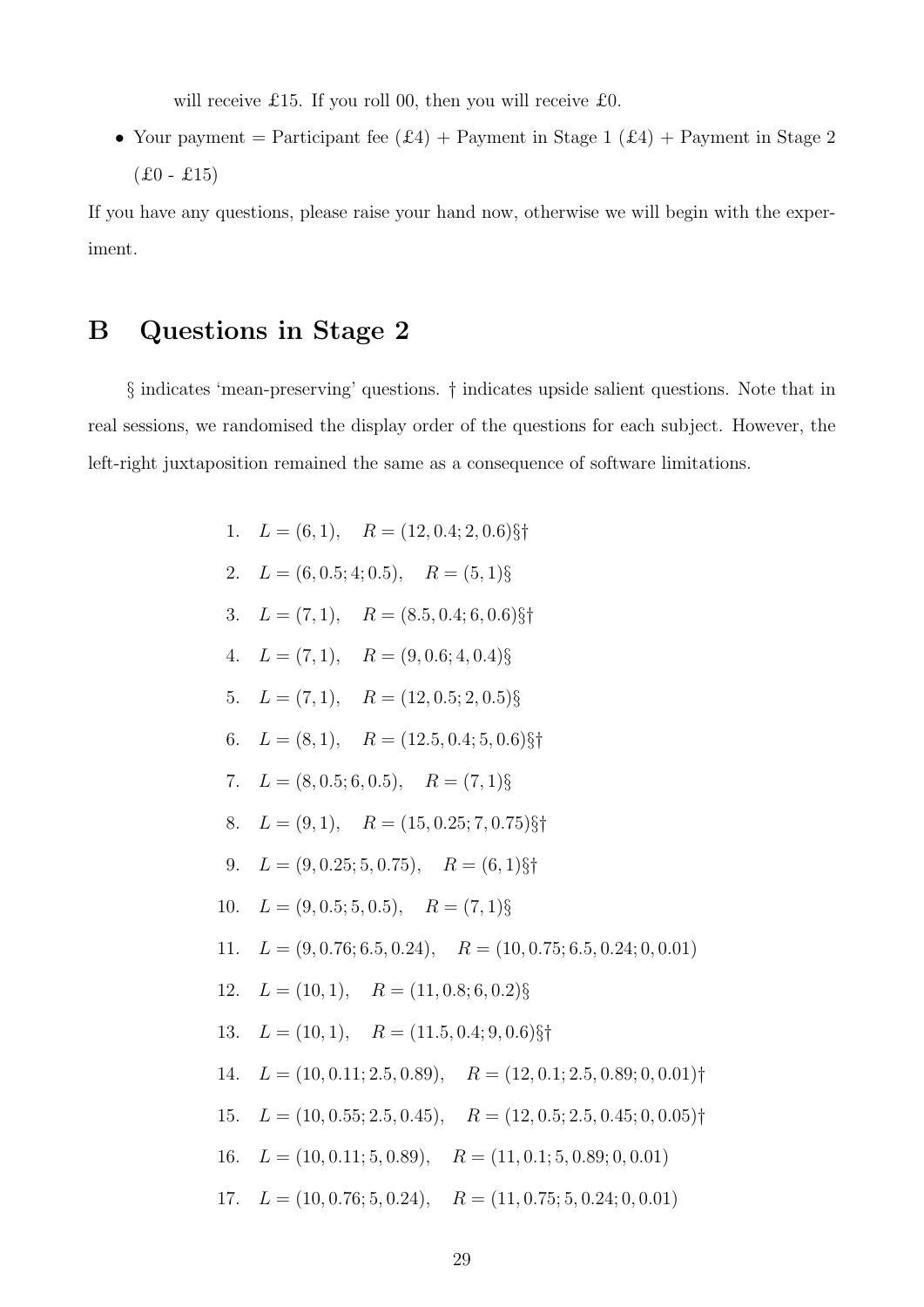will receive £15. If you roll 00, then you will receive £0.

- Your payment = Participant fee (£4) + Payment in Stage 1 (£4) + Payment in Stage 2 (£0 - £15)

If you have any questions, please raise your hand now, otherwise we will begin with the experiment.

# B Questions in Stage 2

§ indicates 'mean-preserving' questions. † indicates upside salient questions. Note that in real sessions, we randomised the display order of the questions for each subject. However, the left-right juxtaposition remained the same as a consequence of software limitations.

1. $L = (6, 1), \quad R = (12, 0.4; 2, 0.6)$§†
2. $L = (6, 0.5; 4; 0.5), \quad R = (5, 1)$§
3. $L = (7, 1), \quad R = (8.5, 0.4; 6, 0.6)$§†
4. $L = (7, 1), \quad R = (9, 0.6; 4, 0.4)$§
5. $L = (7, 1), \quad R = (12, 0.5; 2, 0.5)$§
6. $L = (8, 1), \quad R = (12.5, 0.4; 5, 0.6)$§†
7. $L = (8, 0.5; 6, 0.5), \quad R = (7, 1)$§
8. $L = (9, 1), \quad R = (15, 0.25; 7, 0.75)$§†
9. $L = (9, 0.25; 5, 0.75), \quad R = (6, 1)$§†
10. $L = (9, 0.5; 5, 0.5), \quad R = (7, 1)$§
11. $L = (9, 0.76; 6.5, 0.24), \quad R = (10, 0.75; 6.5, 0.24; 0, 0.01)$
12. $L = (10, 1), \quad R = (11, 0.8; 6, 0.2)$§
13. $L = (10, 1), \quad R = (11.5, 0.4; 9, 0.6)$§†
14. $L = (10, 0.11; 2.5, 0.89), \quad R = (12, 0.1; 2.5, 0.89; 0, 0.01)$†
15. $L = (10, 0.55; 2.5, 0.45), \quad R = (12, 0.5; 2.5, 0.45; 0, 0.05)$†
16. $L = (10, 0.11; 5, 0.89), \quad R = (11, 0.1; 5, 0.89; 0, 0.01)$
17. $L = (10, 0.76; 5, 0.24), \quad R = (11, 0.75; 5, 0.24; 0, 0.01)$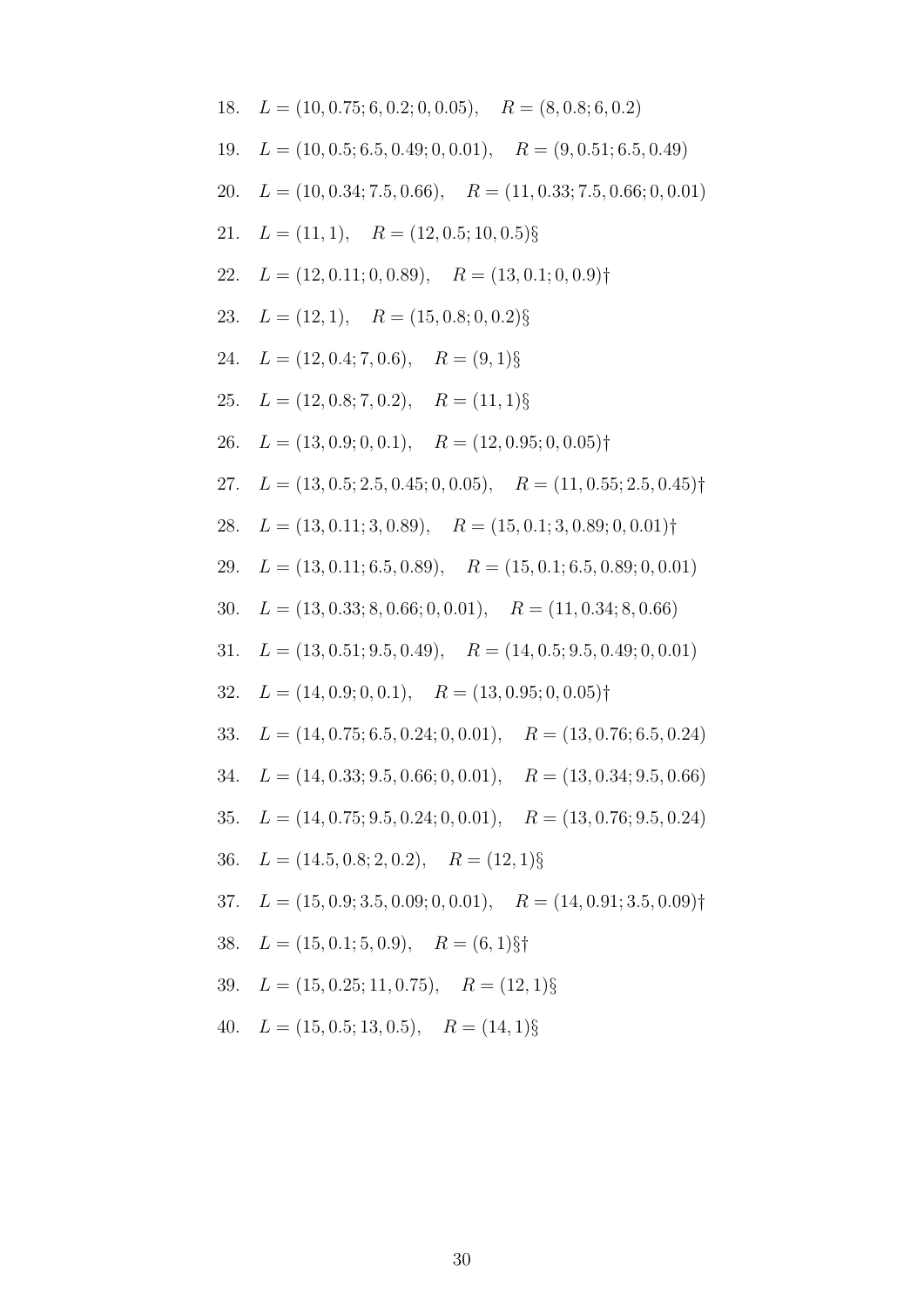18. $L = (10, 0.75; 6, 0.2; 0, 0.05)$, $R = (8, 0.8; 6, 0.2)$

19. $L = (10, 0.5; 6.5, 0.49; 0, 0.01)$, $R = (9, 0.51; 6.5, 0.49)$

20. $L = (10, 0.34; 7.5, 0.66)$, $R = (11, 0.33; 7.5, 0.66; 0, 0.01)$

21. $L = (11, 1)$, $R = (12, 0.5; 10, 0.5)$§

22. $L = (12, 0.11; 0, 0.89)$, $R = (13, 0.1; 0, 0.9)$†

23. $L = (12, 1)$, $R = (15, 0.8; 0, 0.2)$§

24. $L = (12, 0.4; 7, 0.6)$, $R = (9, 1)$§

25. $L = (12, 0.8; 7, 0.2)$, $R = (11, 1)$§

26. $L = (13, 0.9; 0, 0.1)$, $R = (12, 0.95; 0, 0.05)$†

27. $L = (13, 0.5; 2.5, 0.45; 0, 0.05)$, $R = (11, 0.55; 2.5, 0.45)$†

28. $L = (13, 0.11; 3, 0.89)$, $R = (15, 0.1; 3, 0.89; 0, 0.01)$†

29. $L = (13, 0.11; 6.5, 0.89)$, $R = (15, 0.1; 6.5, 0.89; 0, 0.01)$

30. $L = (13, 0.33; 8, 0.66; 0, 0.01)$, $R = (11, 0.34; 8, 0.66)$

31. $L = (13, 0.51; 9.5, 0.49)$, $R = (14, 0.5; 9.5, 0.49; 0, 0.01)$

32. $L = (14, 0.9; 0, 0.1)$, $R = (13, 0.95; 0, 0.05)$†

33. $L = (14, 0.75; 6.5, 0.24; 0, 0.01)$, $R = (13, 0.76; 6.5, 0.24)$

34. $L = (14, 0.33; 9.5, 0.66; 0, 0.01)$, $R = (13, 0.34; 9.5, 0.66)$

35. $L = (14, 0.75; 9.5, 0.24; 0, 0.01)$, $R = (13, 0.76; 9.5, 0.24)$

36. $L = (14.5, 0.8; 2, 0.2)$, $R = (12, 1)$§

37. $L = (15, 0.9; 3.5, 0.09; 0, 0.01)$, $R = (14, 0.91; 3.5, 0.09)$†

38. $L = (15, 0.1; 5, 0.9)$, $R = (6, 1)$§†

39. $L = (15, 0.25; 11, 0.75)$, $R = (12, 1)$§

40. $L = (15, 0.5; 13, 0.5)$, $R = (14, 1)$§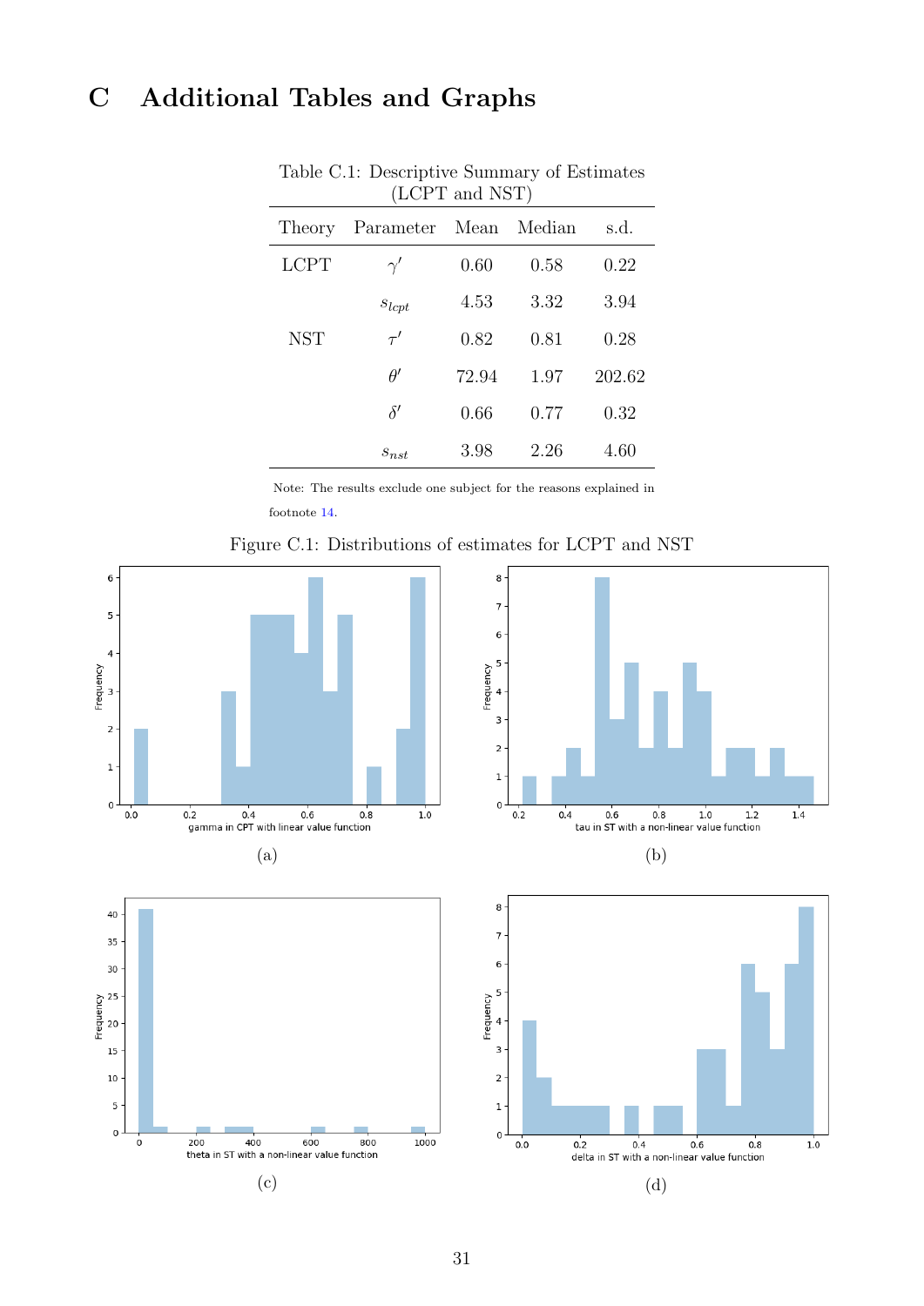# C Additional Tables and Graphs

Table C.1: Descriptive Summary of Estimates (LCPT and NST)

| Theory | Parameter | Mean | Median | s.d. |
|---|---|---|---|---|
| LCPT | $\gamma'$ | 0.60 | 0.58 | 0.22 |
| | $s_{lcpt}$ | 4.53 | 3.32 | 3.94 |
| NST | $\tau'$ | 0.82 | 0.81 | 0.28 |
| | $\theta'$ | 72.94 | 1.97 | 202.62 |
| | $\delta'$ | 0.66 | 0.77 | 0.32 |
| | $s_{nst}$ | 3.98 | 2.26 | 4.60 |

Note: The results exclude one subject for the reasons explained in footnote 14.

Figure C.1: Distributions of estimates for LCPT and NST

Frequency
0.0 0.2 0.4 0.6 0.8 1.0
gamma in CPT with linear value function

(a)

Frequency
0.2 0.4 0.6 0.8 1.0 1.2 1.4
tau in ST with a non-linear value function

(b)

Frequency
0 200 400 600 800 1000
theta in ST with a non-linear value function

(c)

Frequency
0.0 0.2 0.4 0.6 0.8 1.0
delta in ST with a non-linear value function

(d)